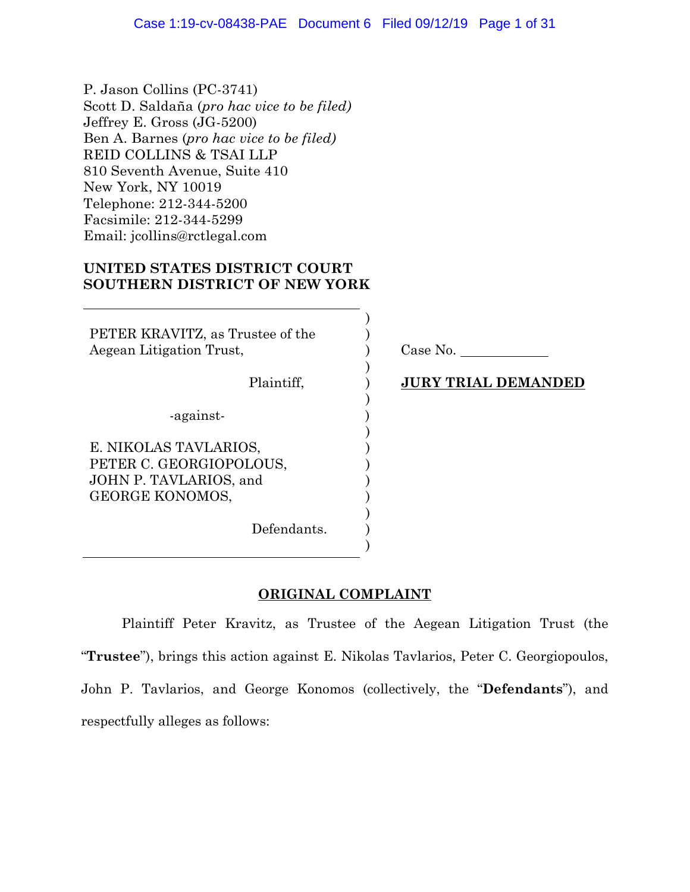P. Jason Collins (PC-3741)
Scott D. Saldaña (*pro hac vice to be filed)*
Jeffrey E. Gross (JG-5200)
Ben A. Barnes (*pro hac vice to be filed)*
REID COLLINS & TSAI LLP
810 Seventh Avenue, Suite 410
New York, NY 10019
Telephone: 212-344-5200
Facsimile: 212-344-5299
Email: jcollins@rctlegal.com

**UNITED STATES DISTRICT COURT**
**SOUTHERN DISTRICT OF NEW YORK**

| | |
|---|---|
| PETER KRAVITZ, as Trustee of the Aegean Litigation Trust, | Case No. ____________ |
| Plaintiff, | **JURY TRIAL DEMANDED** |
| -against- | |
| E. NIKOLAS TAVLARIOS, PETER C. GEORGIOPOLOUS, JOHN P. TAVLARIOS, and GEORGE KONOMOS, | |
| Defendants. | |

## ORIGINAL COMPLAINT

Plaintiff Peter Kravitz, as Trustee of the Aegean Litigation Trust (the "**Trustee**"), brings this action against E. Nikolas Tavlarios, Peter C. Georgiopoulos, John P. Tavlarios, and George Konomos (collectively, the "**Defendants**"), and respectfully alleges as follows: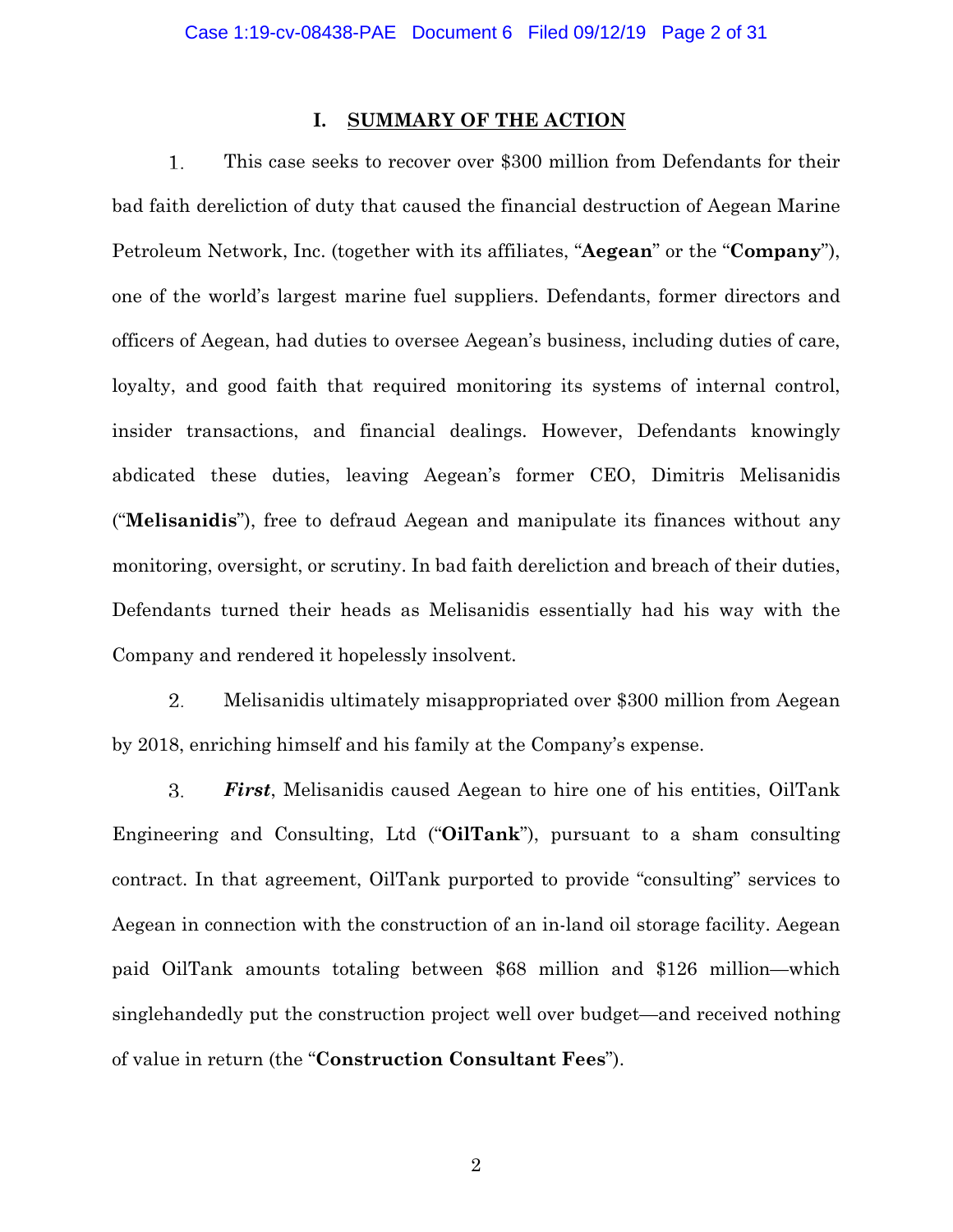## I. SUMMARY OF THE ACTION

1. This case seeks to recover over $300 million from Defendants for their bad faith dereliction of duty that caused the financial destruction of Aegean Marine Petroleum Network, Inc. (together with its affiliates, "**Aegean**" or the "**Company**"), one of the world's largest marine fuel suppliers. Defendants, former directors and officers of Aegean, had duties to oversee Aegean's business, including duties of care, loyalty, and good faith that required monitoring its systems of internal control, insider transactions, and financial dealings. However, Defendants knowingly abdicated these duties, leaving Aegean's former CEO, Dimitris Melisanidis ("**Melisanidis**"), free to defraud Aegean and manipulate its finances without any monitoring, oversight, or scrutiny. In bad faith dereliction and breach of their duties, Defendants turned their heads as Melisanidis essentially had his way with the Company and rendered it hopelessly insolvent.

2. Melisanidis ultimately misappropriated over $300 million from Aegean by 2018, enriching himself and his family at the Company's expense.

3. ***First***, Melisanidis caused Aegean to hire one of his entities, OilTank Engineering and Consulting, Ltd ("**OilTank**"), pursuant to a sham consulting contract. In that agreement, OilTank purported to provide "consulting" services to Aegean in connection with the construction of an in-land oil storage facility. Aegean paid OilTank amounts totaling between $68 million and $126 million—which singlehandedly put the construction project well over budget—and received nothing of value in return (the "**Construction Consultant Fees**").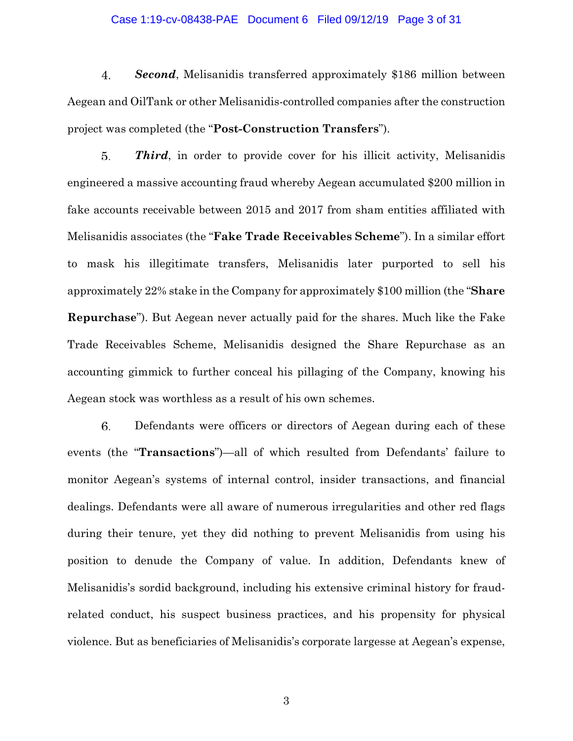4. ***Second***, Melisanidis transferred approximately $186 million between Aegean and OilTank or other Melisanidis-controlled companies after the construction project was completed (the "**Post-Construction Transfers**").

5. ***Third***, in order to provide cover for his illicit activity, Melisanidis engineered a massive accounting fraud whereby Aegean accumulated $200 million in fake accounts receivable between 2015 and 2017 from sham entities affiliated with Melisanidis associates (the "**Fake Trade Receivables Scheme**"). In a similar effort to mask his illegitimate transfers, Melisanidis later purported to sell his approximately 22% stake in the Company for approximately $100 million (the "**Share Repurchase**"). But Aegean never actually paid for the shares. Much like the Fake Trade Receivables Scheme, Melisanidis designed the Share Repurchase as an accounting gimmick to further conceal his pillaging of the Company, knowing his Aegean stock was worthless as a result of his own schemes.

6. Defendants were officers or directors of Aegean during each of these events (the "**Transactions**")—all of which resulted from Defendants' failure to monitor Aegean's systems of internal control, insider transactions, and financial dealings. Defendants were all aware of numerous irregularities and other red flags during their tenure, yet they did nothing to prevent Melisanidis from using his position to denude the Company of value. In addition, Defendants knew of Melisanidis's sordid background, including his extensive criminal history for fraud-related conduct, his suspect business practices, and his propensity for physical violence. But as beneficiaries of Melisanidis's corporate largesse at Aegean's expense,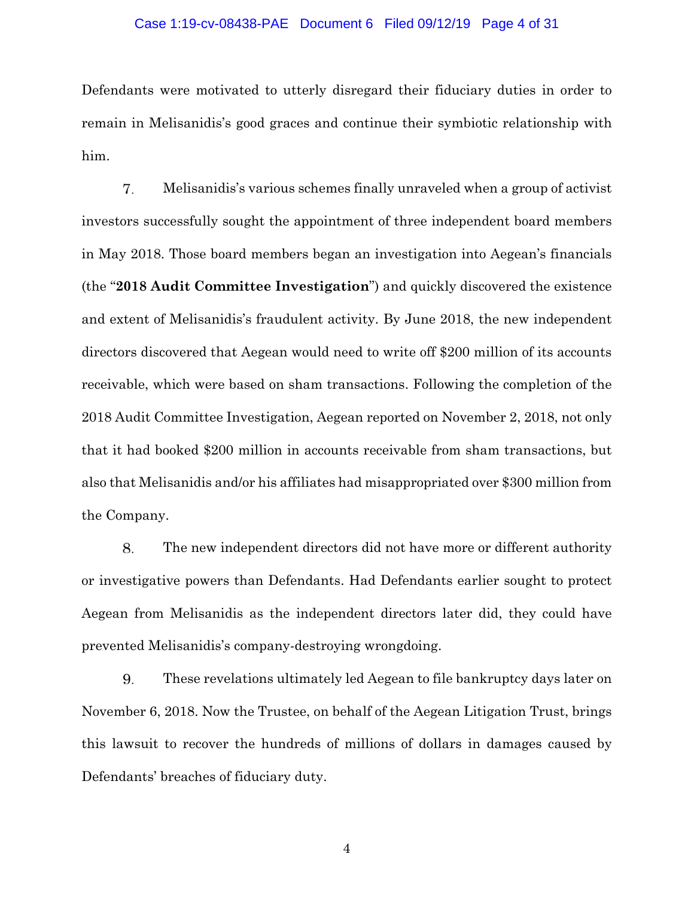Defendants were motivated to utterly disregard their fiduciary duties in order to remain in Melisanidis's good graces and continue their symbiotic relationship with him.

7. Melisanidis's various schemes finally unraveled when a group of activist investors successfully sought the appointment of three independent board members in May 2018. Those board members began an investigation into Aegean's financials (the "**2018 Audit Committee Investigation**") and quickly discovered the existence and extent of Melisanidis's fraudulent activity. By June 2018, the new independent directors discovered that Aegean would need to write off $200 million of its accounts receivable, which were based on sham transactions. Following the completion of the 2018 Audit Committee Investigation, Aegean reported on November 2, 2018, not only that it had booked $200 million in accounts receivable from sham transactions, but also that Melisanidis and/or his affiliates had misappropriated over $300 million from the Company.

8. The new independent directors did not have more or different authority or investigative powers than Defendants. Had Defendants earlier sought to protect Aegean from Melisanidis as the independent directors later did, they could have prevented Melisanidis's company-destroying wrongdoing.

9. These revelations ultimately led Aegean to file bankruptcy days later on November 6, 2018. Now the Trustee, on behalf of the Aegean Litigation Trust, brings this lawsuit to recover the hundreds of millions of dollars in damages caused by Defendants' breaches of fiduciary duty.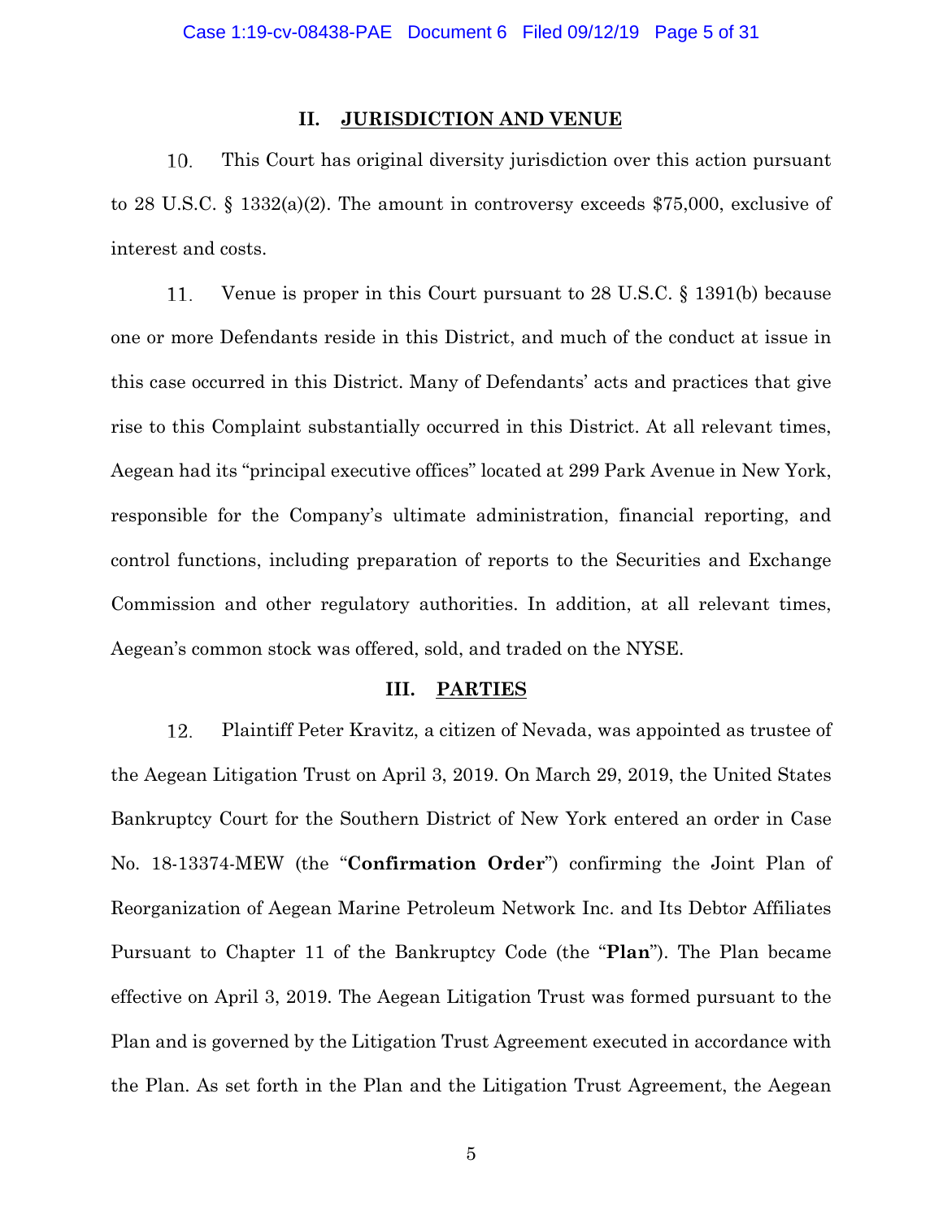## II. JURISDICTION AND VENUE

10. This Court has original diversity jurisdiction over this action pursuant to 28 U.S.C. § 1332(a)(2). The amount in controversy exceeds $75,000, exclusive of interest and costs.

11. Venue is proper in this Court pursuant to 28 U.S.C. § 1391(b) because one or more Defendants reside in this District, and much of the conduct at issue in this case occurred in this District. Many of Defendants' acts and practices that give rise to this Complaint substantially occurred in this District. At all relevant times, Aegean had its "principal executive offices" located at 299 Park Avenue in New York, responsible for the Company's ultimate administration, financial reporting, and control functions, including preparation of reports to the Securities and Exchange Commission and other regulatory authorities. In addition, at all relevant times, Aegean's common stock was offered, sold, and traded on the NYSE.

## III. PARTIES

12. Plaintiff Peter Kravitz, a citizen of Nevada, was appointed as trustee of the Aegean Litigation Trust on April 3, 2019. On March 29, 2019, the United States Bankruptcy Court for the Southern District of New York entered an order in Case No. 18-13374-MEW (the "**Confirmation Order**") confirming the Joint Plan of Reorganization of Aegean Marine Petroleum Network Inc. and Its Debtor Affiliates Pursuant to Chapter 11 of the Bankruptcy Code (the "**Plan**"). The Plan became effective on April 3, 2019. The Aegean Litigation Trust was formed pursuant to the Plan and is governed by the Litigation Trust Agreement executed in accordance with the Plan. As set forth in the Plan and the Litigation Trust Agreement, the Aegean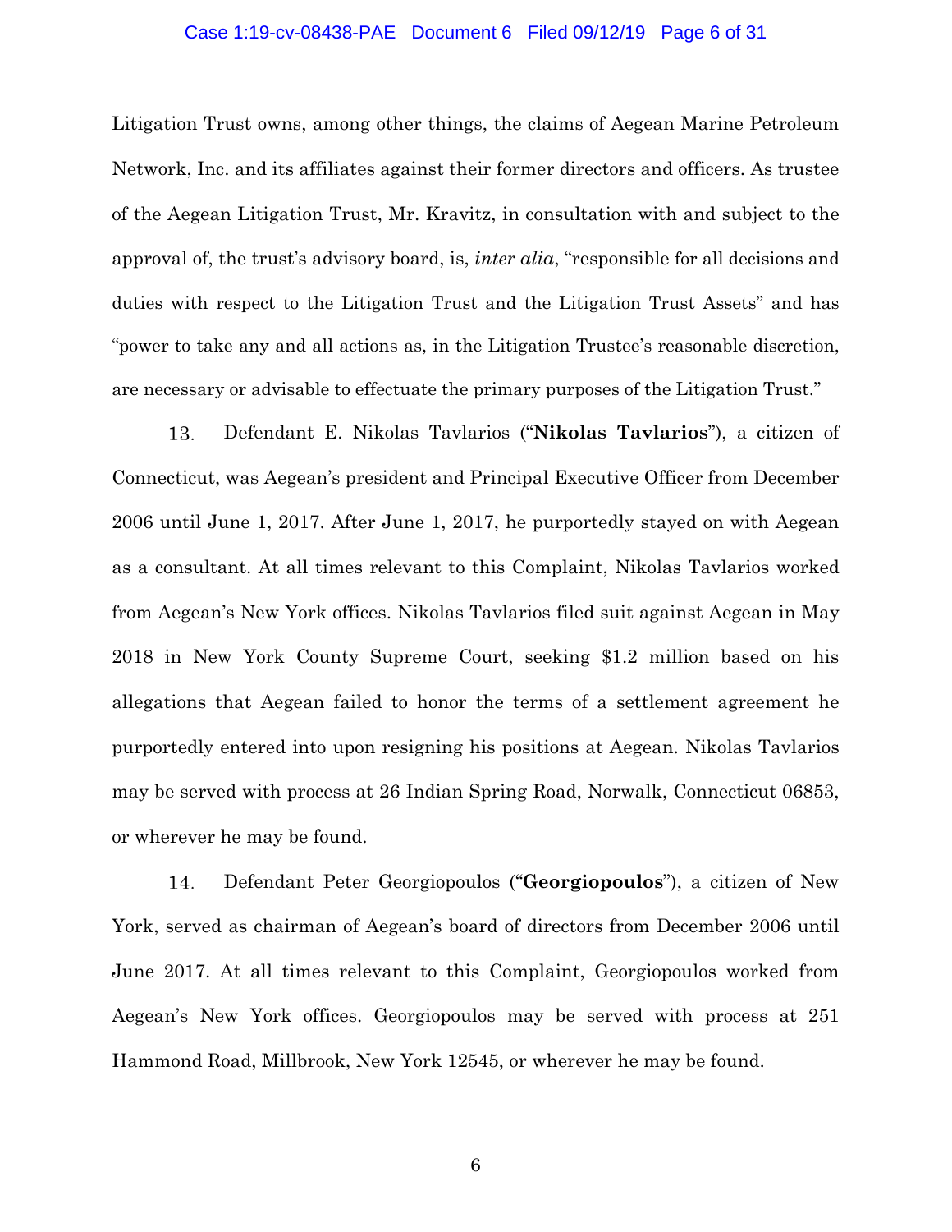Litigation Trust owns, among other things, the claims of Aegean Marine Petroleum Network, Inc. and its affiliates against their former directors and officers. As trustee of the Aegean Litigation Trust, Mr. Kravitz, in consultation with and subject to the approval of, the trust's advisory board, is, *inter alia*, "responsible for all decisions and duties with respect to the Litigation Trust and the Litigation Trust Assets" and has "power to take any and all actions as, in the Litigation Trustee's reasonable discretion, are necessary or advisable to effectuate the primary purposes of the Litigation Trust."

13. Defendant E. Nikolas Tavlarios ("**Nikolas Tavlarios**"), a citizen of Connecticut, was Aegean's president and Principal Executive Officer from December 2006 until June 1, 2017. After June 1, 2017, he purportedly stayed on with Aegean as a consultant. At all times relevant to this Complaint, Nikolas Tavlarios worked from Aegean's New York offices. Nikolas Tavlarios filed suit against Aegean in May 2018 in New York County Supreme Court, seeking $1.2 million based on his allegations that Aegean failed to honor the terms of a settlement agreement he purportedly entered into upon resigning his positions at Aegean. Nikolas Tavlarios may be served with process at 26 Indian Spring Road, Norwalk, Connecticut 06853, or wherever he may be found.

14. Defendant Peter Georgiopoulos ("**Georgiopoulos**"), a citizen of New York, served as chairman of Aegean's board of directors from December 2006 until June 2017. At all times relevant to this Complaint, Georgiopoulos worked from Aegean's New York offices. Georgiopoulos may be served with process at 251 Hammond Road, Millbrook, New York 12545, or wherever he may be found.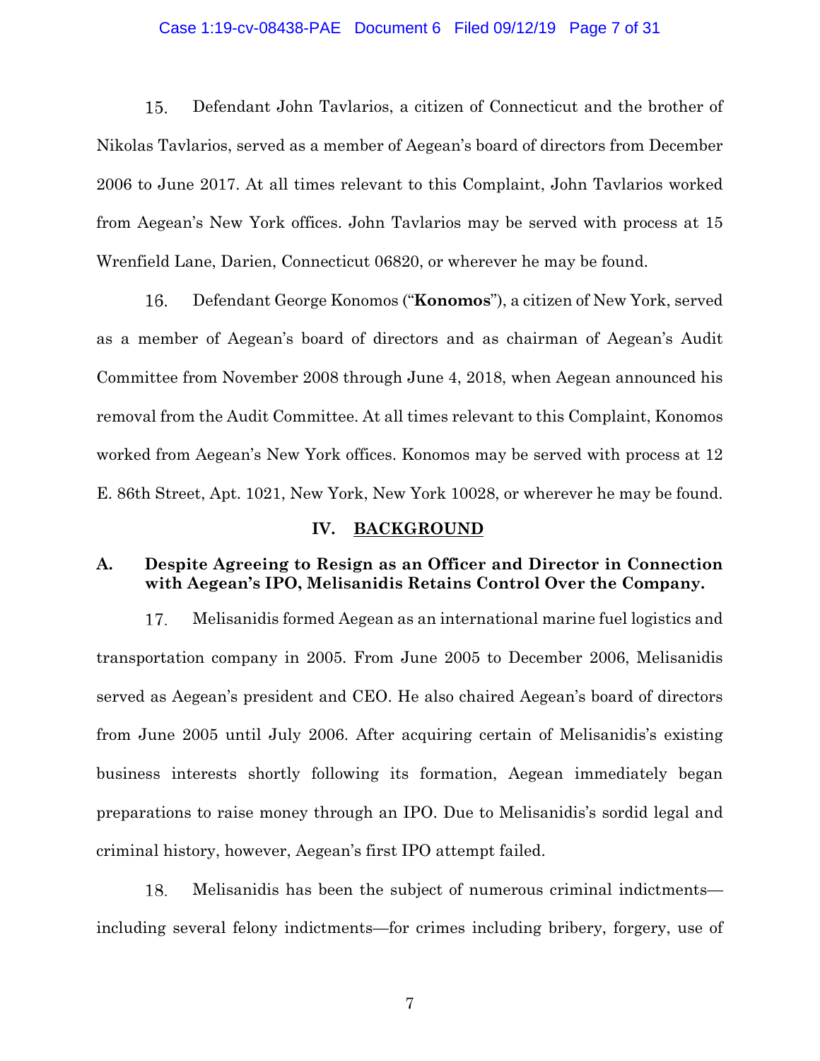15. Defendant John Tavlarios, a citizen of Connecticut and the brother of Nikolas Tavlarios, served as a member of Aegean's board of directors from December 2006 to June 2017. At all times relevant to this Complaint, John Tavlarios worked from Aegean's New York offices. John Tavlarios may be served with process at 15 Wrenfield Lane, Darien, Connecticut 06820, or wherever he may be found.

16. Defendant George Konomos ("**Konomos**"), a citizen of New York, served as a member of Aegean's board of directors and as chairman of Aegean's Audit Committee from November 2008 through June 4, 2018, when Aegean announced his removal from the Audit Committee. At all times relevant to this Complaint, Konomos worked from Aegean's New York offices. Konomos may be served with process at 12 E. 86th Street, Apt. 1021, New York, New York 10028, or wherever he may be found.

## IV. BACKGROUND

### A. Despite Agreeing to Resign as an Officer and Director in Connection with Aegean's IPO, Melisanidis Retains Control Over the Company.

17. Melisanidis formed Aegean as an international marine fuel logistics and transportation company in 2005. From June 2005 to December 2006, Melisanidis served as Aegean's president and CEO. He also chaired Aegean's board of directors from June 2005 until July 2006. After acquiring certain of Melisanidis's existing business interests shortly following its formation, Aegean immediately began preparations to raise money through an IPO. Due to Melisanidis's sordid legal and criminal history, however, Aegean's first IPO attempt failed.

18. Melisanidis has been the subject of numerous criminal indictments—including several felony indictments—for crimes including bribery, forgery, use of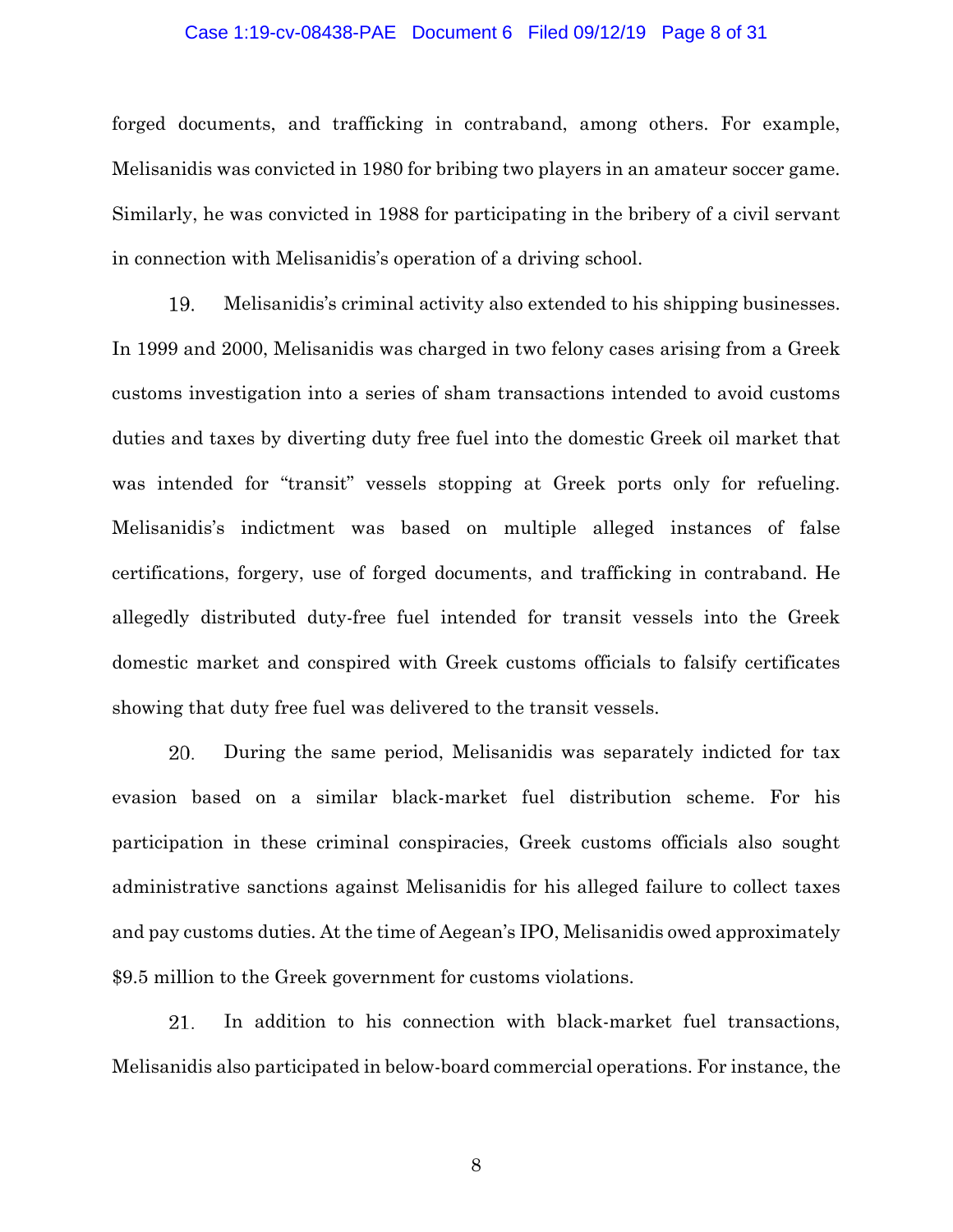forged documents, and trafficking in contraband, among others. For example, Melisanidis was convicted in 1980 for bribing two players in an amateur soccer game. Similarly, he was convicted in 1988 for participating in the bribery of a civil servant in connection with Melisanidis's operation of a driving school.

19. Melisanidis's criminal activity also extended to his shipping businesses. In 1999 and 2000, Melisanidis was charged in two felony cases arising from a Greek customs investigation into a series of sham transactions intended to avoid customs duties and taxes by diverting duty free fuel into the domestic Greek oil market that was intended for "transit" vessels stopping at Greek ports only for refueling. Melisanidis's indictment was based on multiple alleged instances of false certifications, forgery, use of forged documents, and trafficking in contraband. He allegedly distributed duty-free fuel intended for transit vessels into the Greek domestic market and conspired with Greek customs officials to falsify certificates showing that duty free fuel was delivered to the transit vessels.

20. During the same period, Melisanidis was separately indicted for tax evasion based on a similar black-market fuel distribution scheme. For his participation in these criminal conspiracies, Greek customs officials also sought administrative sanctions against Melisanidis for his alleged failure to collect taxes and pay customs duties. At the time of Aegean's IPO, Melisanidis owed approximately $9.5 million to the Greek government for customs violations.

21. In addition to his connection with black-market fuel transactions, Melisanidis also participated in below-board commercial operations. For instance, the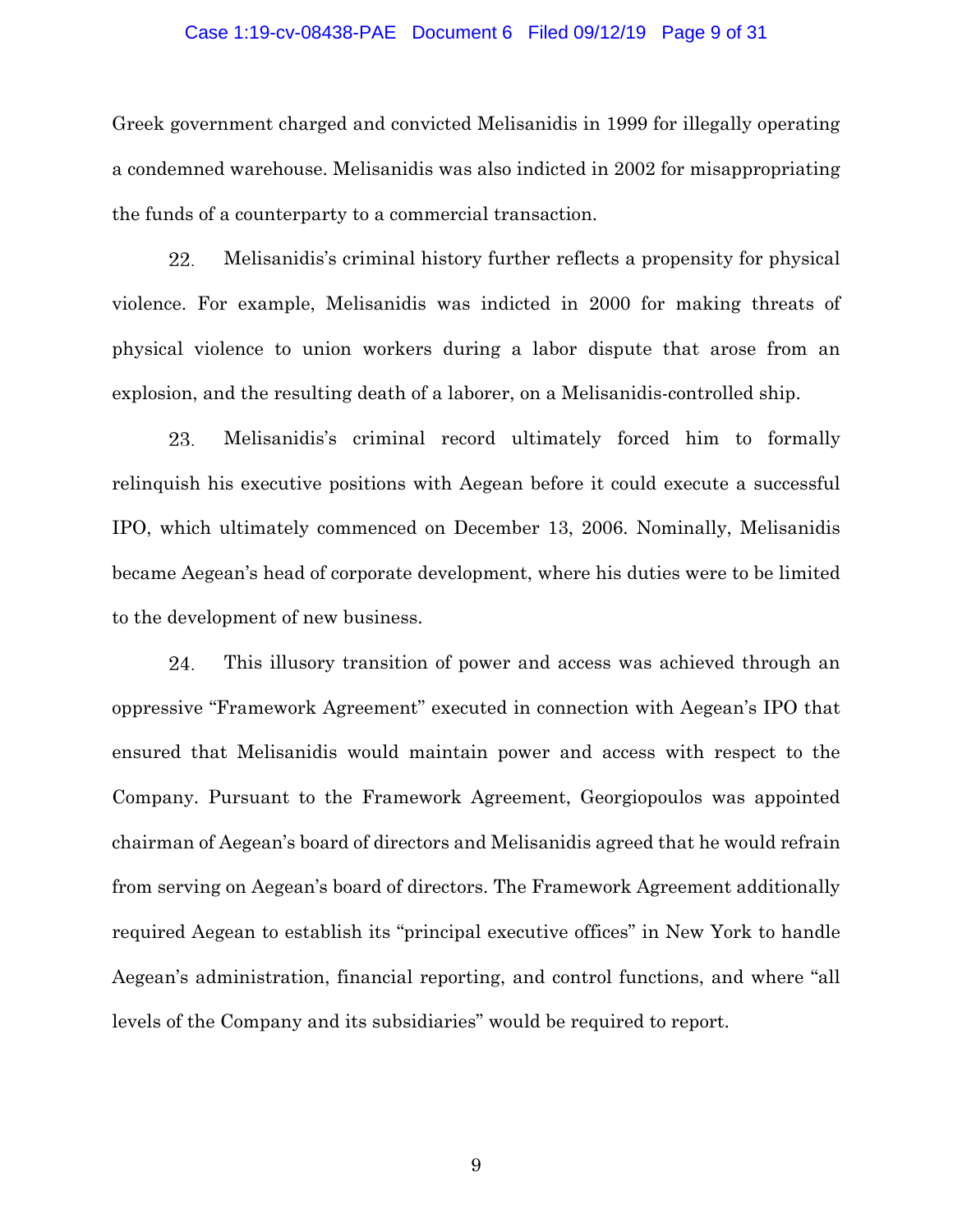Greek government charged and convicted Melisanidis in 1999 for illegally operating a condemned warehouse. Melisanidis was also indicted in 2002 for misappropriating the funds of a counterparty to a commercial transaction.

22. Melisanidis's criminal history further reflects a propensity for physical violence. For example, Melisanidis was indicted in 2000 for making threats of physical violence to union workers during a labor dispute that arose from an explosion, and the resulting death of a laborer, on a Melisanidis-controlled ship.

23. Melisanidis's criminal record ultimately forced him to formally relinquish his executive positions with Aegean before it could execute a successful IPO, which ultimately commenced on December 13, 2006. Nominally, Melisanidis became Aegean's head of corporate development, where his duties were to be limited to the development of new business.

24. This illusory transition of power and access was achieved through an oppressive "Framework Agreement" executed in connection with Aegean's IPO that ensured that Melisanidis would maintain power and access with respect to the Company. Pursuant to the Framework Agreement, Georgiopoulos was appointed chairman of Aegean's board of directors and Melisanidis agreed that he would refrain from serving on Aegean's board of directors. The Framework Agreement additionally required Aegean to establish its "principal executive offices" in New York to handle Aegean's administration, financial reporting, and control functions, and where "all levels of the Company and its subsidiaries" would be required to report.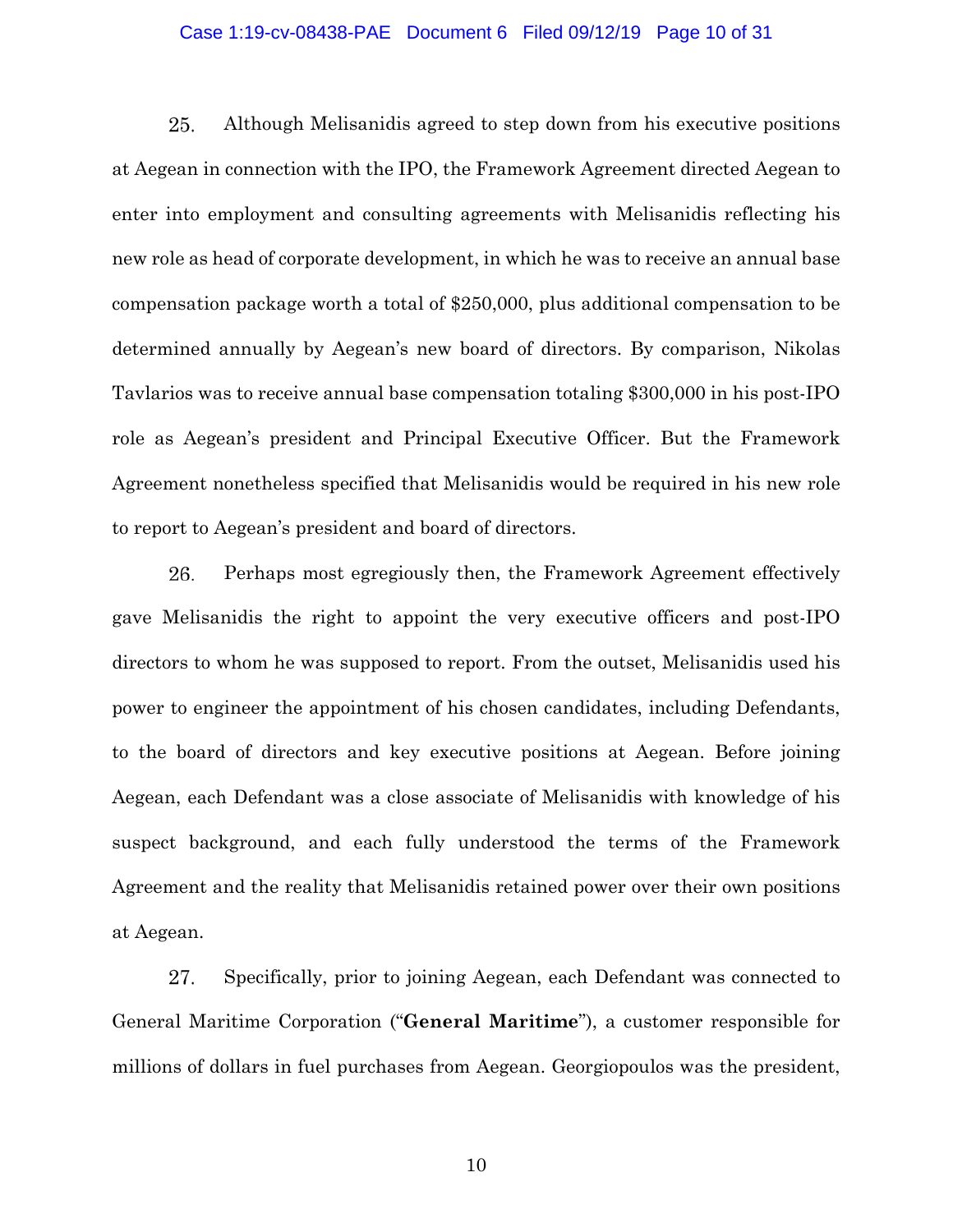25. Although Melisanidis agreed to step down from his executive positions at Aegean in connection with the IPO, the Framework Agreement directed Aegean to enter into employment and consulting agreements with Melisanidis reflecting his new role as head of corporate development, in which he was to receive an annual base compensation package worth a total of $250,000, plus additional compensation to be determined annually by Aegean's new board of directors. By comparison, Nikolas Tavlarios was to receive annual base compensation totaling $300,000 in his post-IPO role as Aegean's president and Principal Executive Officer. But the Framework Agreement nonetheless specified that Melisanidis would be required in his new role to report to Aegean's president and board of directors.

26. Perhaps most egregiously then, the Framework Agreement effectively gave Melisanidis the right to appoint the very executive officers and post-IPO directors to whom he was supposed to report. From the outset, Melisanidis used his power to engineer the appointment of his chosen candidates, including Defendants, to the board of directors and key executive positions at Aegean. Before joining Aegean, each Defendant was a close associate of Melisanidis with knowledge of his suspect background, and each fully understood the terms of the Framework Agreement and the reality that Melisanidis retained power over their own positions at Aegean.

27. Specifically, prior to joining Aegean, each Defendant was connected to General Maritime Corporation ("**General Maritime**"), a customer responsible for millions of dollars in fuel purchases from Aegean. Georgiopoulos was the president,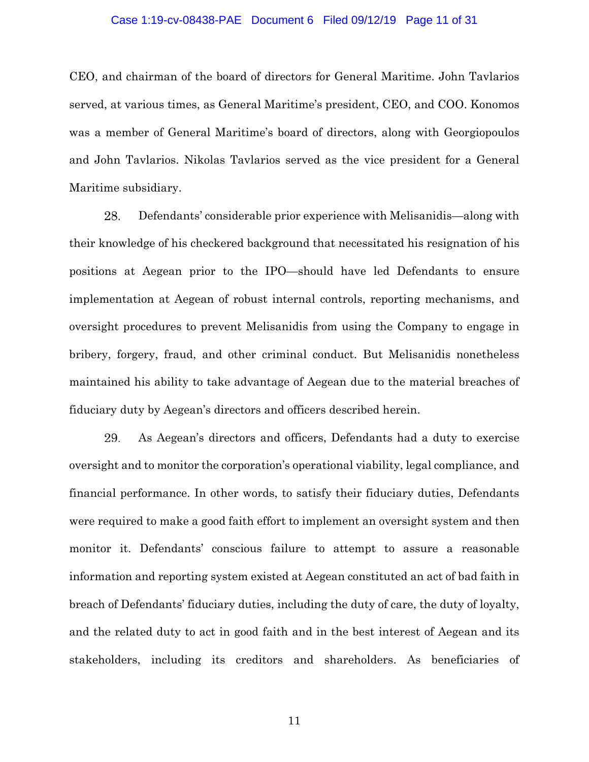CEO, and chairman of the board of directors for General Maritime. John Tavlarios served, at various times, as General Maritime's president, CEO, and COO. Konomos was a member of General Maritime's board of directors, along with Georgiopoulos and John Tavlarios. Nikolas Tavlarios served as the vice president for a General Maritime subsidiary.

28. Defendants' considerable prior experience with Melisanidis—along with their knowledge of his checkered background that necessitated his resignation of his positions at Aegean prior to the IPO—should have led Defendants to ensure implementation at Aegean of robust internal controls, reporting mechanisms, and oversight procedures to prevent Melisanidis from using the Company to engage in bribery, forgery, fraud, and other criminal conduct. But Melisanidis nonetheless maintained his ability to take advantage of Aegean due to the material breaches of fiduciary duty by Aegean's directors and officers described herein.

29. As Aegean's directors and officers, Defendants had a duty to exercise oversight and to monitor the corporation's operational viability, legal compliance, and financial performance. In other words, to satisfy their fiduciary duties, Defendants were required to make a good faith effort to implement an oversight system and then monitor it. Defendants' conscious failure to attempt to assure a reasonable information and reporting system existed at Aegean constituted an act of bad faith in breach of Defendants' fiduciary duties, including the duty of care, the duty of loyalty, and the related duty to act in good faith and in the best interest of Aegean and its stakeholders, including its creditors and shareholders. As beneficiaries of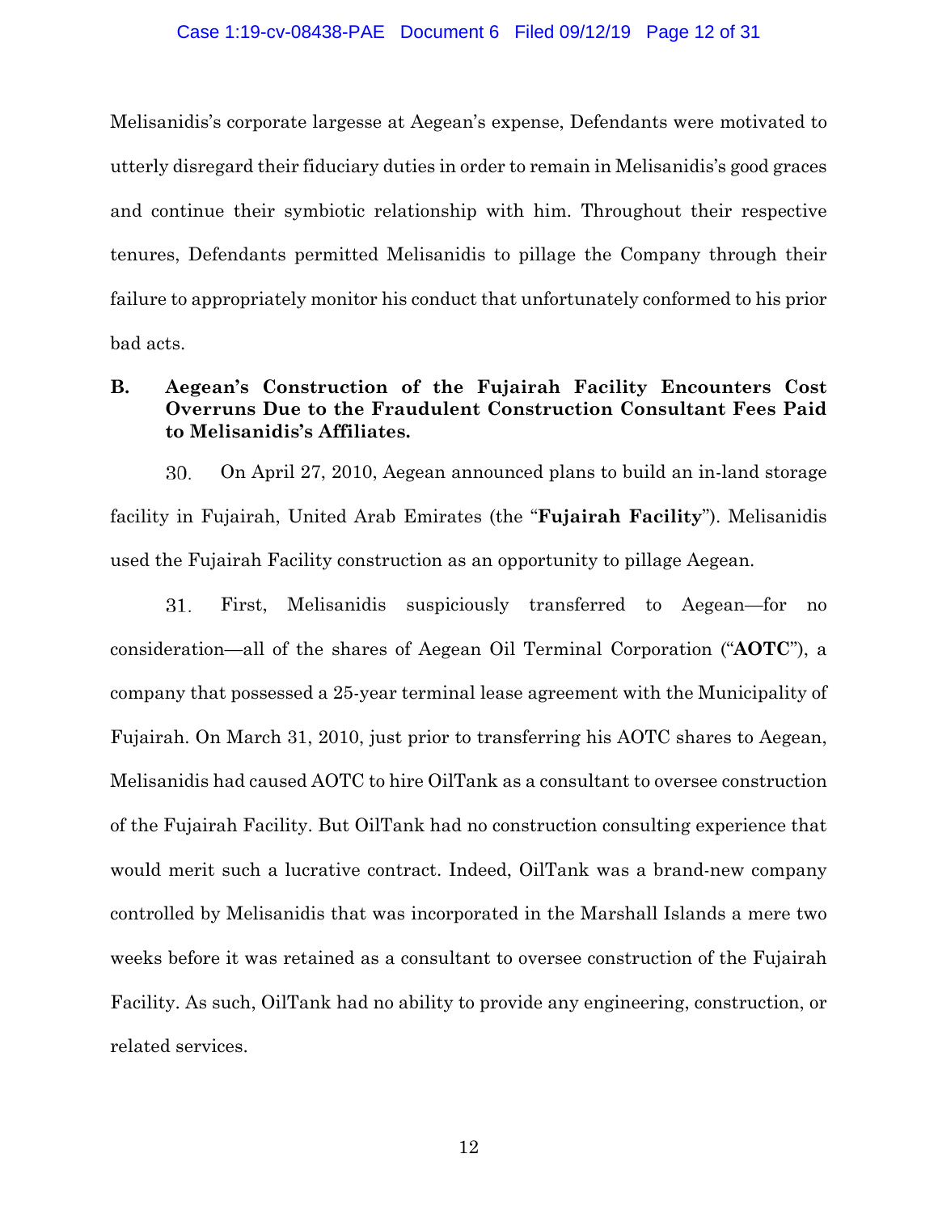Melisanidis's corporate largesse at Aegean's expense, Defendants were motivated to utterly disregard their fiduciary duties in order to remain in Melisanidis's good graces and continue their symbiotic relationship with him. Throughout their respective tenures, Defendants permitted Melisanidis to pillage the Company through their failure to appropriately monitor his conduct that unfortunately conformed to his prior bad acts.

### B. Aegean's Construction of the Fujairah Facility Encounters Cost Overruns Due to the Fraudulent Construction Consultant Fees Paid to Melisanidis's Affiliates.

30. On April 27, 2010, Aegean announced plans to build an in-land storage facility in Fujairah, United Arab Emirates (the "**Fujairah Facility**"). Melisanidis used the Fujairah Facility construction as an opportunity to pillage Aegean.

31. First, Melisanidis suspiciously transferred to Aegean—for no consideration—all of the shares of Aegean Oil Terminal Corporation ("**AOTC**"), a company that possessed a 25-year terminal lease agreement with the Municipality of Fujairah. On March 31, 2010, just prior to transferring his AOTC shares to Aegean, Melisanidis had caused AOTC to hire OilTank as a consultant to oversee construction of the Fujairah Facility. But OilTank had no construction consulting experience that would merit such a lucrative contract. Indeed, OilTank was a brand-new company controlled by Melisanidis that was incorporated in the Marshall Islands a mere two weeks before it was retained as a consultant to oversee construction of the Fujairah Facility. As such, OilTank had no ability to provide any engineering, construction, or related services.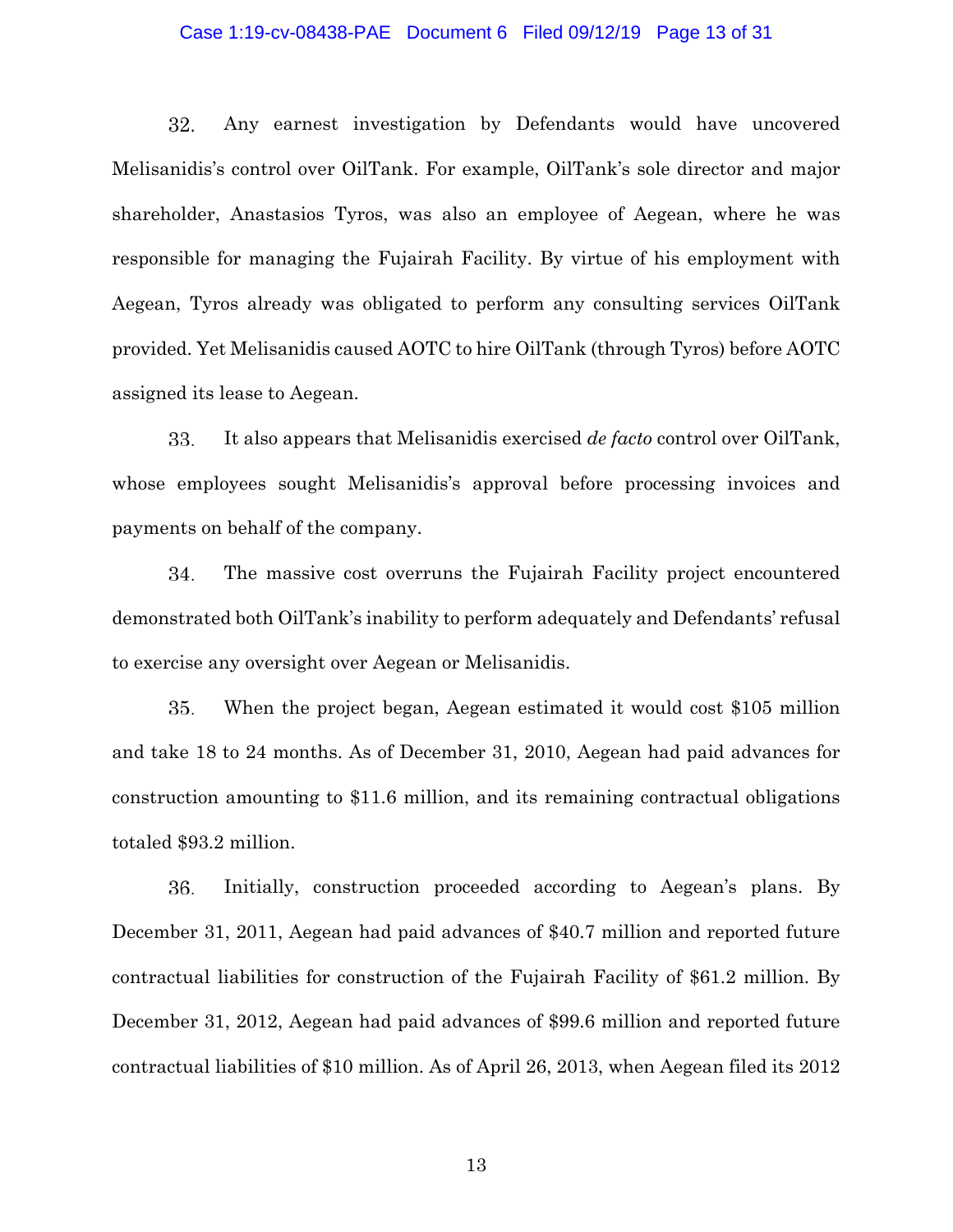32. Any earnest investigation by Defendants would have uncovered Melisanidis's control over OilTank. For example, OilTank's sole director and major shareholder, Anastasios Tyros, was also an employee of Aegean, where he was responsible for managing the Fujairah Facility. By virtue of his employment with Aegean, Tyros already was obligated to perform any consulting services OilTank provided. Yet Melisanidis caused AOTC to hire OilTank (through Tyros) before AOTC assigned its lease to Aegean.

33. It also appears that Melisanidis exercised *de facto* control over OilTank, whose employees sought Melisanidis's approval before processing invoices and payments on behalf of the company.

34. The massive cost overruns the Fujairah Facility project encountered demonstrated both OilTank's inability to perform adequately and Defendants' refusal to exercise any oversight over Aegean or Melisanidis.

35. When the project began, Aegean estimated it would cost $105 million and take 18 to 24 months. As of December 31, 2010, Aegean had paid advances for construction amounting to $11.6 million, and its remaining contractual obligations totaled $93.2 million.

36. Initially, construction proceeded according to Aegean's plans. By December 31, 2011, Aegean had paid advances of $40.7 million and reported future contractual liabilities for construction of the Fujairah Facility of $61.2 million. By December 31, 2012, Aegean had paid advances of $99.6 million and reported future contractual liabilities of $10 million. As of April 26, 2013, when Aegean filed its 2012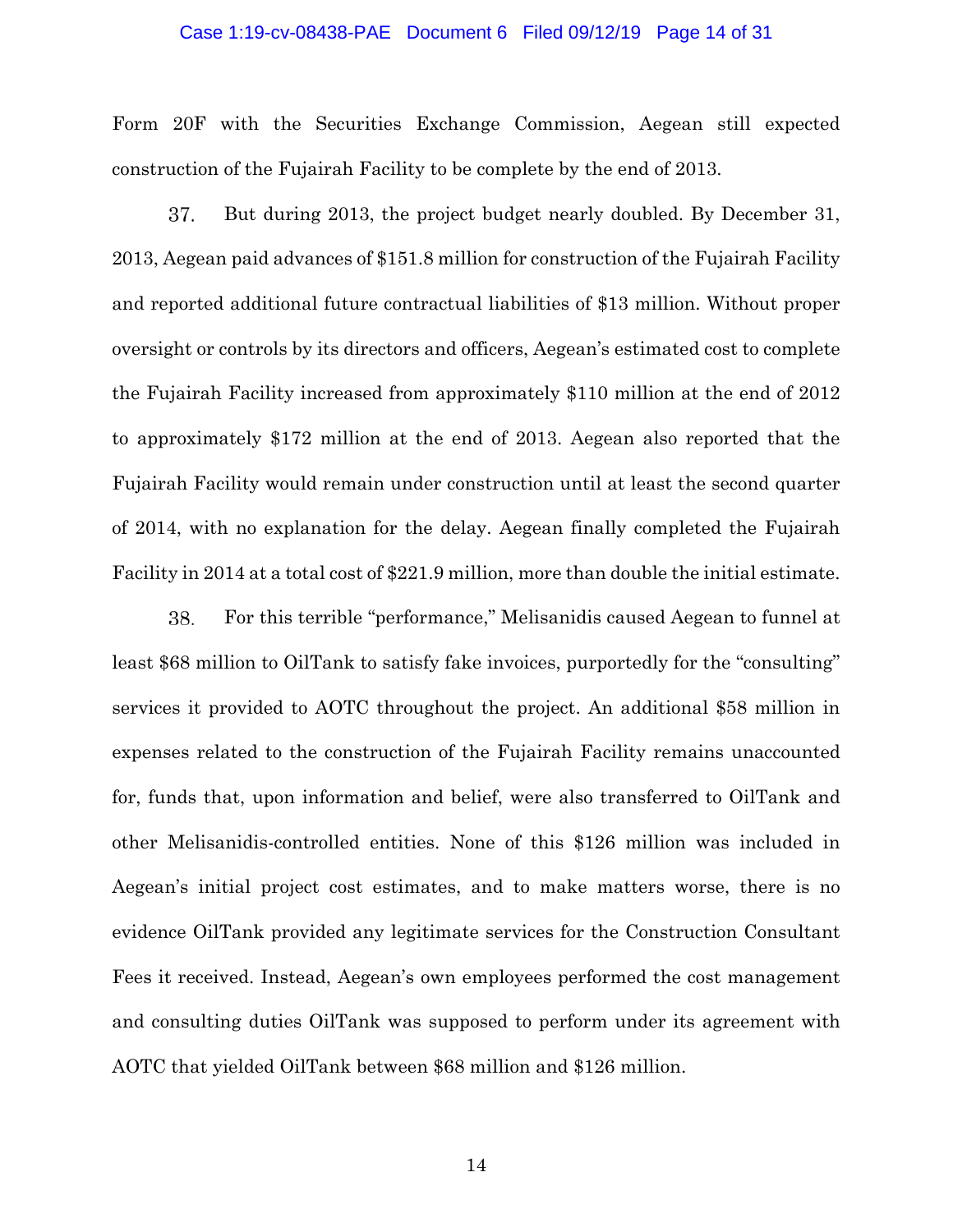Form 20F with the Securities Exchange Commission, Aegean still expected construction of the Fujairah Facility to be complete by the end of 2013.

37. But during 2013, the project budget nearly doubled. By December 31, 2013, Aegean paid advances of $151.8 million for construction of the Fujairah Facility and reported additional future contractual liabilities of $13 million. Without proper oversight or controls by its directors and officers, Aegean's estimated cost to complete the Fujairah Facility increased from approximately $110 million at the end of 2012 to approximately $172 million at the end of 2013. Aegean also reported that the Fujairah Facility would remain under construction until at least the second quarter of 2014, with no explanation for the delay. Aegean finally completed the Fujairah Facility in 2014 at a total cost of $221.9 million, more than double the initial estimate.

38. For this terrible "performance," Melisanidis caused Aegean to funnel at least $68 million to OilTank to satisfy fake invoices, purportedly for the "consulting" services it provided to AOTC throughout the project. An additional $58 million in expenses related to the construction of the Fujairah Facility remains unaccounted for, funds that, upon information and belief, were also transferred to OilTank and other Melisanidis-controlled entities. None of this $126 million was included in Aegean's initial project cost estimates, and to make matters worse, there is no evidence OilTank provided any legitimate services for the Construction Consultant Fees it received. Instead, Aegean's own employees performed the cost management and consulting duties OilTank was supposed to perform under its agreement with AOTC that yielded OilTank between $68 million and $126 million.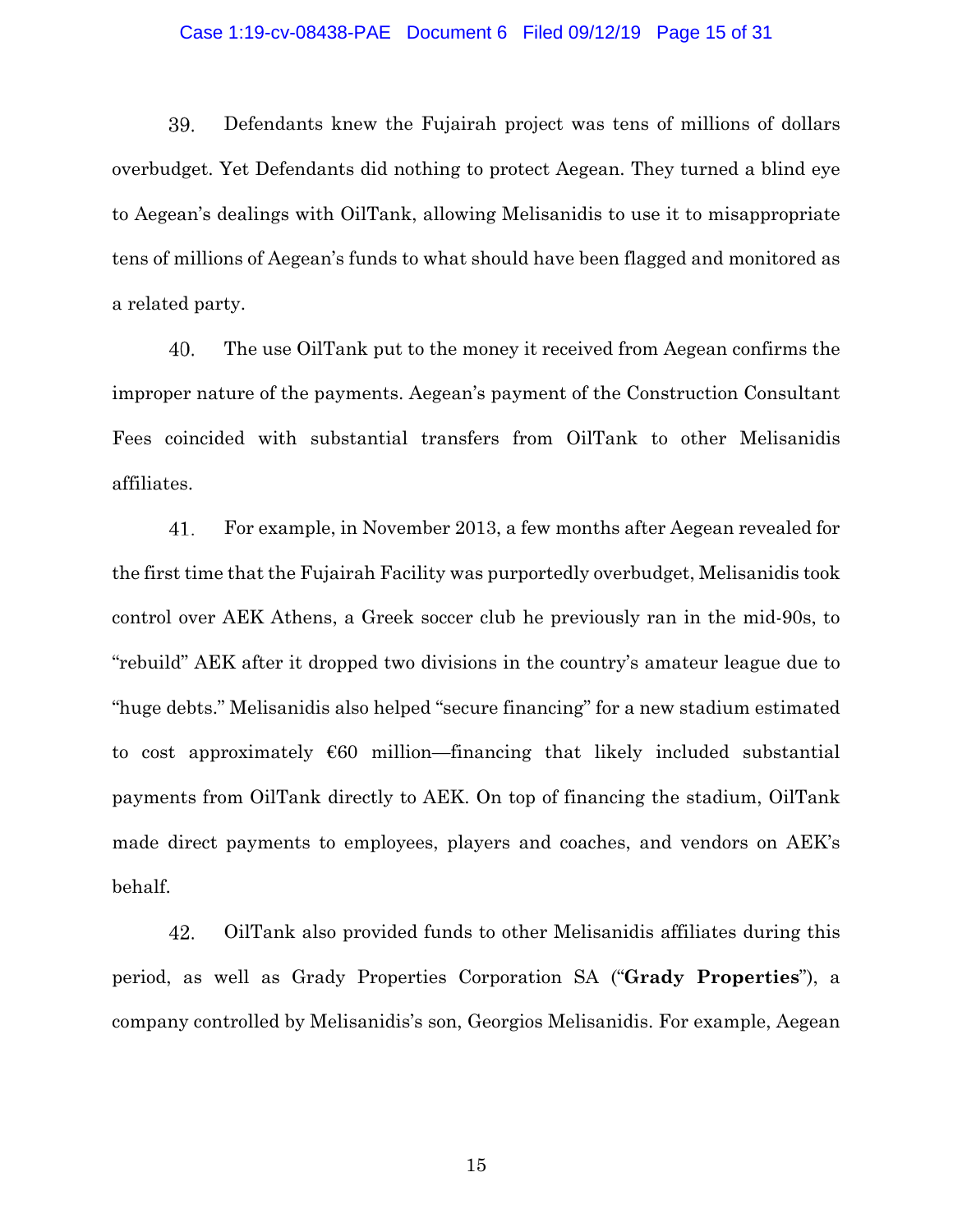39. Defendants knew the Fujairah project was tens of millions of dollars overbudget. Yet Defendants did nothing to protect Aegean. They turned a blind eye to Aegean's dealings with OilTank, allowing Melisanidis to use it to misappropriate tens of millions of Aegean's funds to what should have been flagged and monitored as a related party.

40. The use OilTank put to the money it received from Aegean confirms the improper nature of the payments. Aegean's payment of the Construction Consultant Fees coincided with substantial transfers from OilTank to other Melisanidis affiliates.

41. For example, in November 2013, a few months after Aegean revealed for the first time that the Fujairah Facility was purportedly overbudget, Melisanidis took control over AEK Athens, a Greek soccer club he previously ran in the mid-90s, to "rebuild" AEK after it dropped two divisions in the country's amateur league due to "huge debts." Melisanidis also helped "secure financing" for a new stadium estimated to cost approximately €60 million—financing that likely included substantial payments from OilTank directly to AEK. On top of financing the stadium, OilTank made direct payments to employees, players and coaches, and vendors on AEK's behalf.

42. OilTank also provided funds to other Melisanidis affiliates during this period, as well as Grady Properties Corporation SA ("**Grady Properties**"), a company controlled by Melisanidis's son, Georgios Melisanidis. For example, Aegean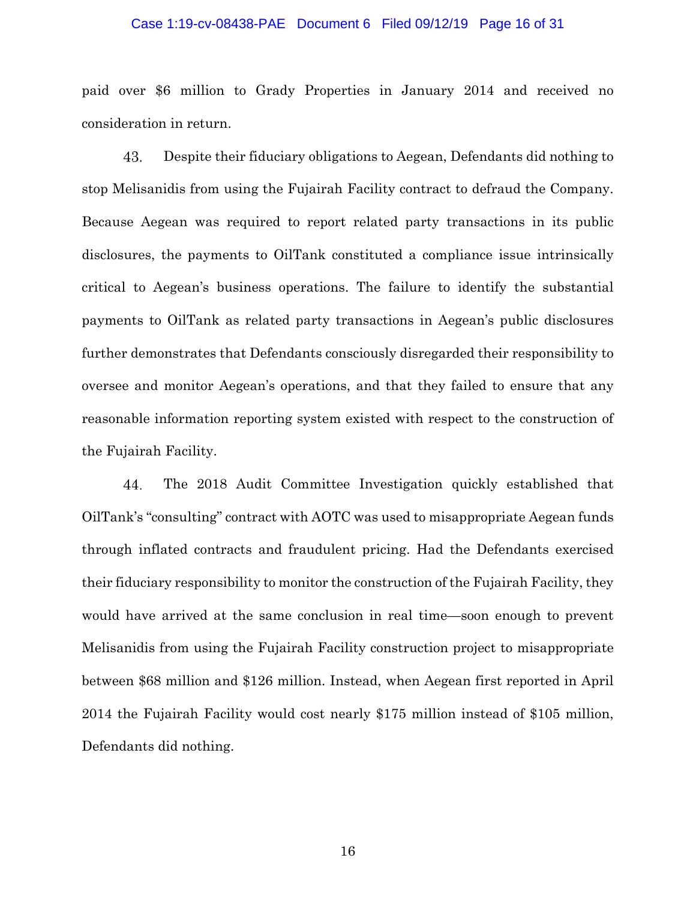paid over $6 million to Grady Properties in January 2014 and received no consideration in return.

43. Despite their fiduciary obligations to Aegean, Defendants did nothing to stop Melisanidis from using the Fujairah Facility contract to defraud the Company. Because Aegean was required to report related party transactions in its public disclosures, the payments to OilTank constituted a compliance issue intrinsically critical to Aegean's business operations. The failure to identify the substantial payments to OilTank as related party transactions in Aegean's public disclosures further demonstrates that Defendants consciously disregarded their responsibility to oversee and monitor Aegean's operations, and that they failed to ensure that any reasonable information reporting system existed with respect to the construction of the Fujairah Facility.

44. The 2018 Audit Committee Investigation quickly established that OilTank's "consulting" contract with AOTC was used to misappropriate Aegean funds through inflated contracts and fraudulent pricing. Had the Defendants exercised their fiduciary responsibility to monitor the construction of the Fujairah Facility, they would have arrived at the same conclusion in real time—soon enough to prevent Melisanidis from using the Fujairah Facility construction project to misappropriate between $68 million and $126 million. Instead, when Aegean first reported in April 2014 the Fujairah Facility would cost nearly $175 million instead of $105 million, Defendants did nothing.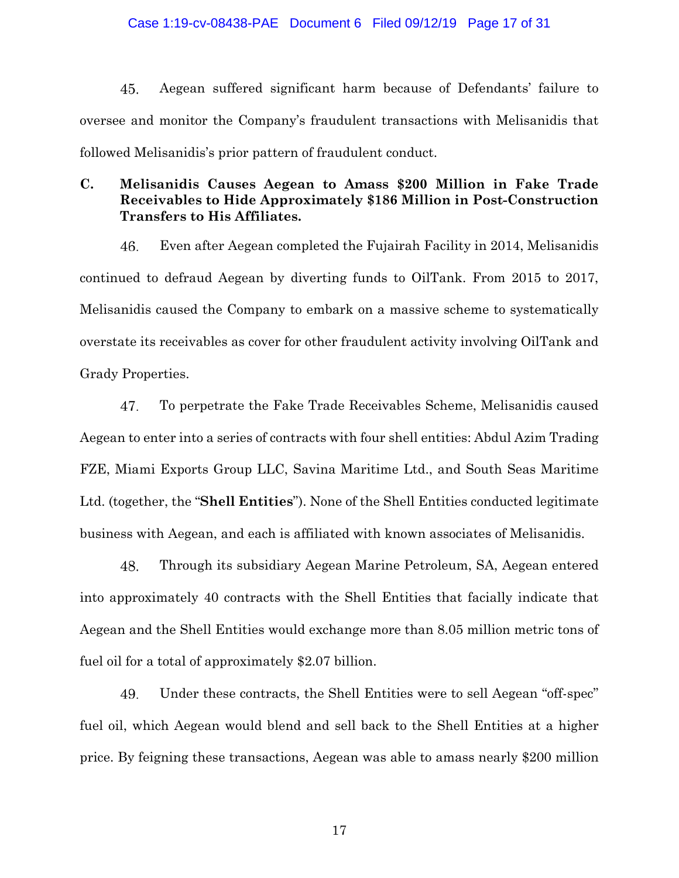45. Aegean suffered significant harm because of Defendants' failure to oversee and monitor the Company's fraudulent transactions with Melisanidis that followed Melisanidis's prior pattern of fraudulent conduct.

### C. Melisanidis Causes Aegean to Amass $200 Million in Fake Trade Receivables to Hide Approximately $186 Million in Post-Construction Transfers to His Affiliates.

46. Even after Aegean completed the Fujairah Facility in 2014, Melisanidis continued to defraud Aegean by diverting funds to OilTank. From 2015 to 2017, Melisanidis caused the Company to embark on a massive scheme to systematically overstate its receivables as cover for other fraudulent activity involving OilTank and Grady Properties.

47. To perpetrate the Fake Trade Receivables Scheme, Melisanidis caused Aegean to enter into a series of contracts with four shell entities: Abdul Azim Trading FZE, Miami Exports Group LLC, Savina Maritime Ltd., and South Seas Maritime Ltd. (together, the "**Shell Entities**"). None of the Shell Entities conducted legitimate business with Aegean, and each is affiliated with known associates of Melisanidis.

48. Through its subsidiary Aegean Marine Petroleum, SA, Aegean entered into approximately 40 contracts with the Shell Entities that facially indicate that Aegean and the Shell Entities would exchange more than 8.05 million metric tons of fuel oil for a total of approximately $2.07 billion.

49. Under these contracts, the Shell Entities were to sell Aegean "off-spec" fuel oil, which Aegean would blend and sell back to the Shell Entities at a higher price. By feigning these transactions, Aegean was able to amass nearly $200 million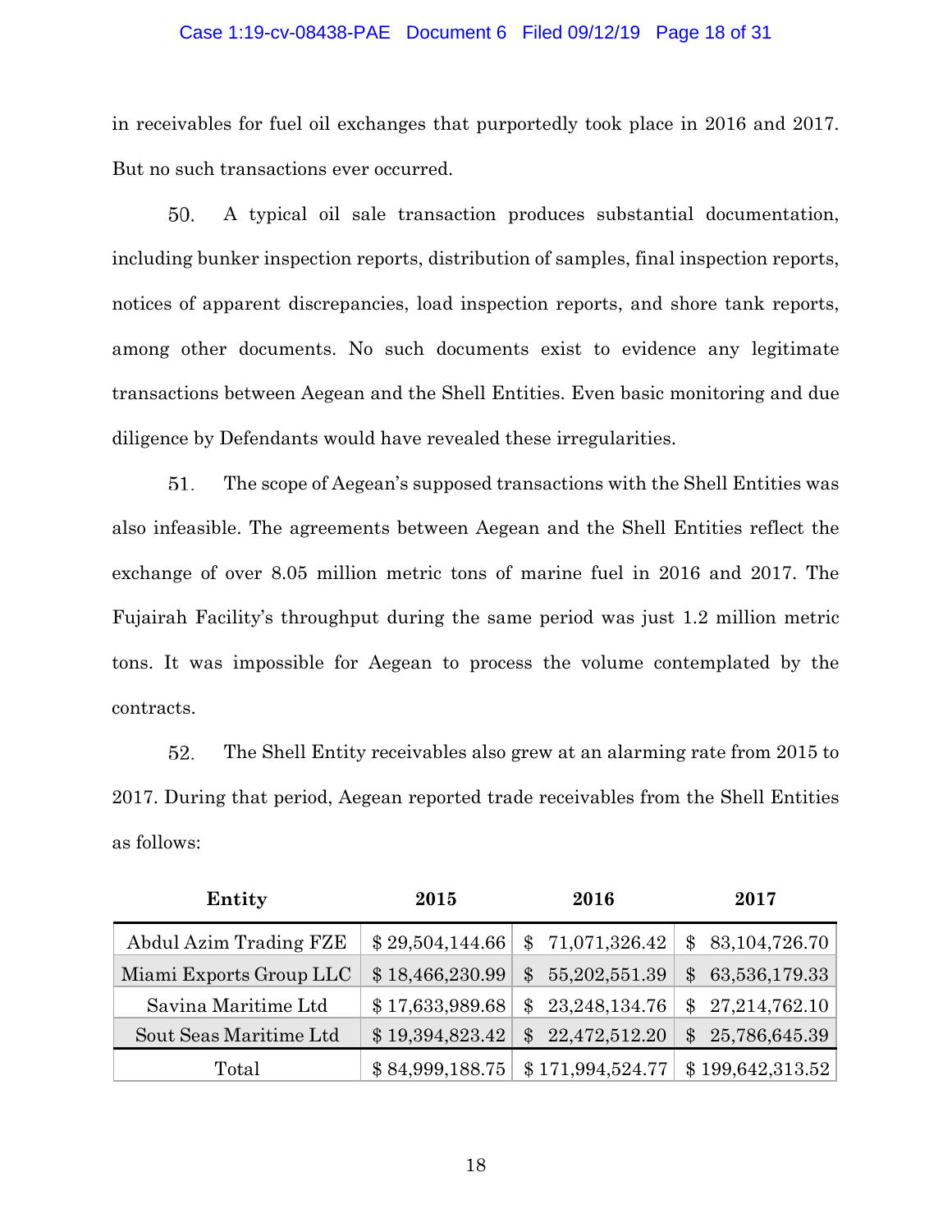in receivables for fuel oil exchanges that purportedly took place in 2016 and 2017. But no such transactions ever occurred.

50. A typical oil sale transaction produces substantial documentation, including bunker inspection reports, distribution of samples, final inspection reports, notices of apparent discrepancies, load inspection reports, and shore tank reports, among other documents. No such documents exist to evidence any legitimate transactions between Aegean and the Shell Entities. Even basic monitoring and due diligence by Defendants would have revealed these irregularities.

51. The scope of Aegean's supposed transactions with the Shell Entities was also infeasible. The agreements between Aegean and the Shell Entities reflect the exchange of over 8.05 million metric tons of marine fuel in 2016 and 2017. The Fujairah Facility's throughput during the same period was just 1.2 million metric tons. It was impossible for Aegean to process the volume contemplated by the contracts.

52. The Shell Entity receivables also grew at an alarming rate from 2015 to 2017. During that period, Aegean reported trade receivables from the Shell Entities as follows:

| Entity | 2015 | 2016 | 2017 |
|---|---|---|---|
| Abdul Azim Trading FZE | $ 29,504,144.66 | $ 71,071,326.42 | $ 83,104,726.70 |
| Miami Exports Group LLC | $ 18,466,230.99 | $ 55,202,551.39 | $ 63,536,179.33 |
| Savina Maritime Ltd | $ 17,633,989.68 | $ 23,248,134.76 | $ 27,214,762.10 |
| Sout Seas Maritime Ltd | $ 19,394,823.42 | $ 22,472,512.20 | $ 25,786,645.39 |
| Total | $ 84,999,188.75 | $ 171,994,524.77 | $ 199,642,313.52 |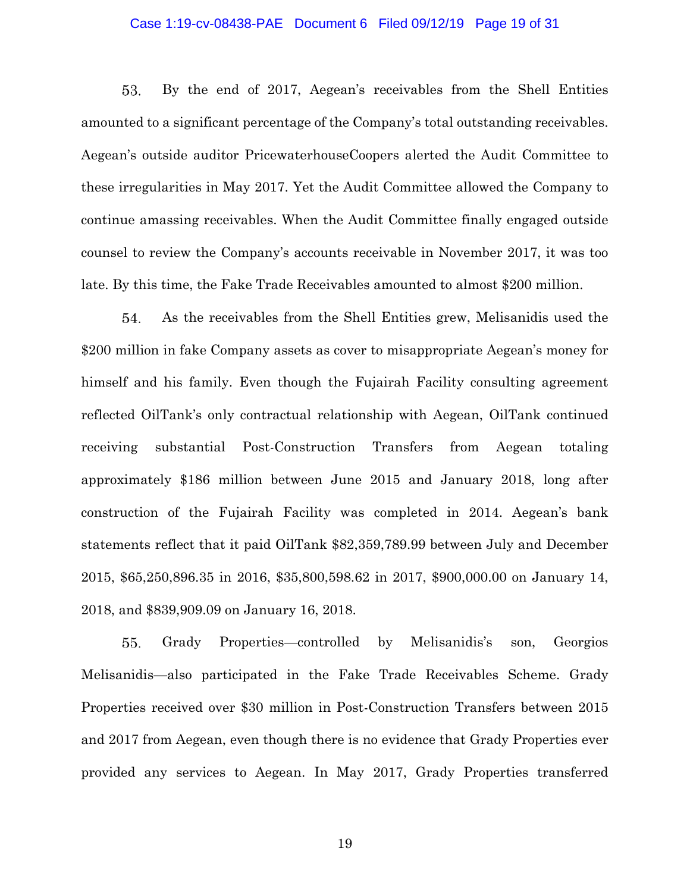53. By the end of 2017, Aegean's receivables from the Shell Entities amounted to a significant percentage of the Company's total outstanding receivables. Aegean's outside auditor PricewaterhouseCoopers alerted the Audit Committee to these irregularities in May 2017. Yet the Audit Committee allowed the Company to continue amassing receivables. When the Audit Committee finally engaged outside counsel to review the Company's accounts receivable in November 2017, it was too late. By this time, the Fake Trade Receivables amounted to almost $200 million.

54. As the receivables from the Shell Entities grew, Melisanidis used the $200 million in fake Company assets as cover to misappropriate Aegean's money for himself and his family. Even though the Fujairah Facility consulting agreement reflected OilTank's only contractual relationship with Aegean, OilTank continued receiving substantial Post-Construction Transfers from Aegean totaling approximately $186 million between June 2015 and January 2018, long after construction of the Fujairah Facility was completed in 2014. Aegean's bank statements reflect that it paid OilTank $82,359,789.99 between July and December 2015, $65,250,896.35 in 2016, $35,800,598.62 in 2017, $900,000.00 on January 14, 2018, and $839,909.09 on January 16, 2018.

55. Grady Properties—controlled by Melisanidis's son, Georgios Melisanidis—also participated in the Fake Trade Receivables Scheme. Grady Properties received over $30 million in Post-Construction Transfers between 2015 and 2017 from Aegean, even though there is no evidence that Grady Properties ever provided any services to Aegean. In May 2017, Grady Properties transferred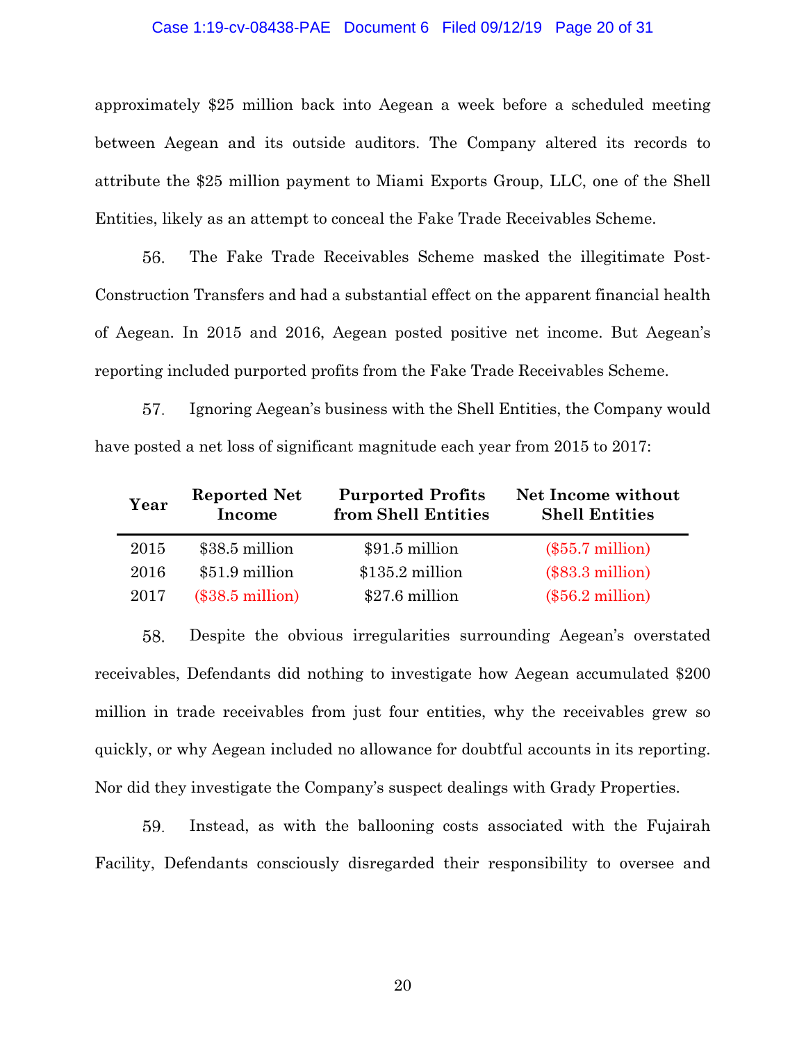approximately $25 million back into Aegean a week before a scheduled meeting between Aegean and its outside auditors. The Company altered its records to attribute the $25 million payment to Miami Exports Group, LLC, one of the Shell Entities, likely as an attempt to conceal the Fake Trade Receivables Scheme.

56. The Fake Trade Receivables Scheme masked the illegitimate Post-Construction Transfers and had a substantial effect on the apparent financial health of Aegean. In 2015 and 2016, Aegean posted positive net income. But Aegean's reporting included purported profits from the Fake Trade Receivables Scheme.

57. Ignoring Aegean's business with the Shell Entities, the Company would have posted a net loss of significant magnitude each year from 2015 to 2017:

| Year | Reported Net Income | Purported Profits from Shell Entities | Net Income without Shell Entities |
|---|---|---|---|
| 2015 | $38.5 million | $91.5 million | ($55.7 million) |
| 2016 | $51.9 million | $135.2 million | ($83.3 million) |
| 2017 | ($38.5 million) | $27.6 million | ($56.2 million) |

58. Despite the obvious irregularities surrounding Aegean's overstated receivables, Defendants did nothing to investigate how Aegean accumulated $200 million in trade receivables from just four entities, why the receivables grew so quickly, or why Aegean included no allowance for doubtful accounts in its reporting. Nor did they investigate the Company's suspect dealings with Grady Properties.

59. Instead, as with the ballooning costs associated with the Fujairah Facility, Defendants consciously disregarded their responsibility to oversee and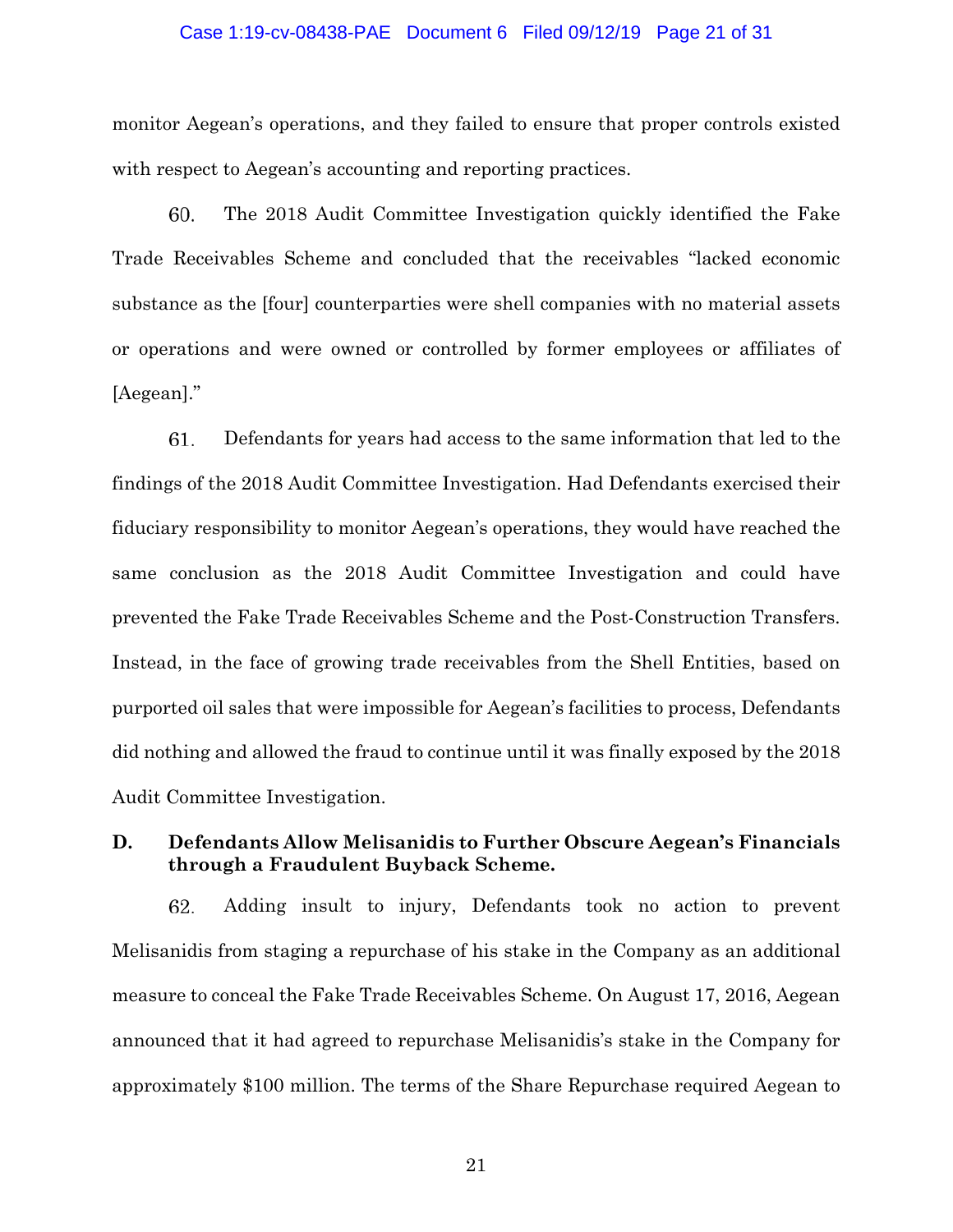monitor Aegean's operations, and they failed to ensure that proper controls existed with respect to Aegean's accounting and reporting practices.

60. The 2018 Audit Committee Investigation quickly identified the Fake Trade Receivables Scheme and concluded that the receivables "lacked economic substance as the [four] counterparties were shell companies with no material assets or operations and were owned or controlled by former employees or affiliates of [Aegean]."

61. Defendants for years had access to the same information that led to the findings of the 2018 Audit Committee Investigation. Had Defendants exercised their fiduciary responsibility to monitor Aegean's operations, they would have reached the same conclusion as the 2018 Audit Committee Investigation and could have prevented the Fake Trade Receivables Scheme and the Post-Construction Transfers. Instead, in the face of growing trade receivables from the Shell Entities, based on purported oil sales that were impossible for Aegean's facilities to process, Defendants did nothing and allowed the fraud to continue until it was finally exposed by the 2018 Audit Committee Investigation.

### D. Defendants Allow Melisanidis to Further Obscure Aegean's Financials through a Fraudulent Buyback Scheme.

62. Adding insult to injury, Defendants took no action to prevent Melisanidis from staging a repurchase of his stake in the Company as an additional measure to conceal the Fake Trade Receivables Scheme. On August 17, 2016, Aegean announced that it had agreed to repurchase Melisanidis's stake in the Company for approximately $100 million. The terms of the Share Repurchase required Aegean to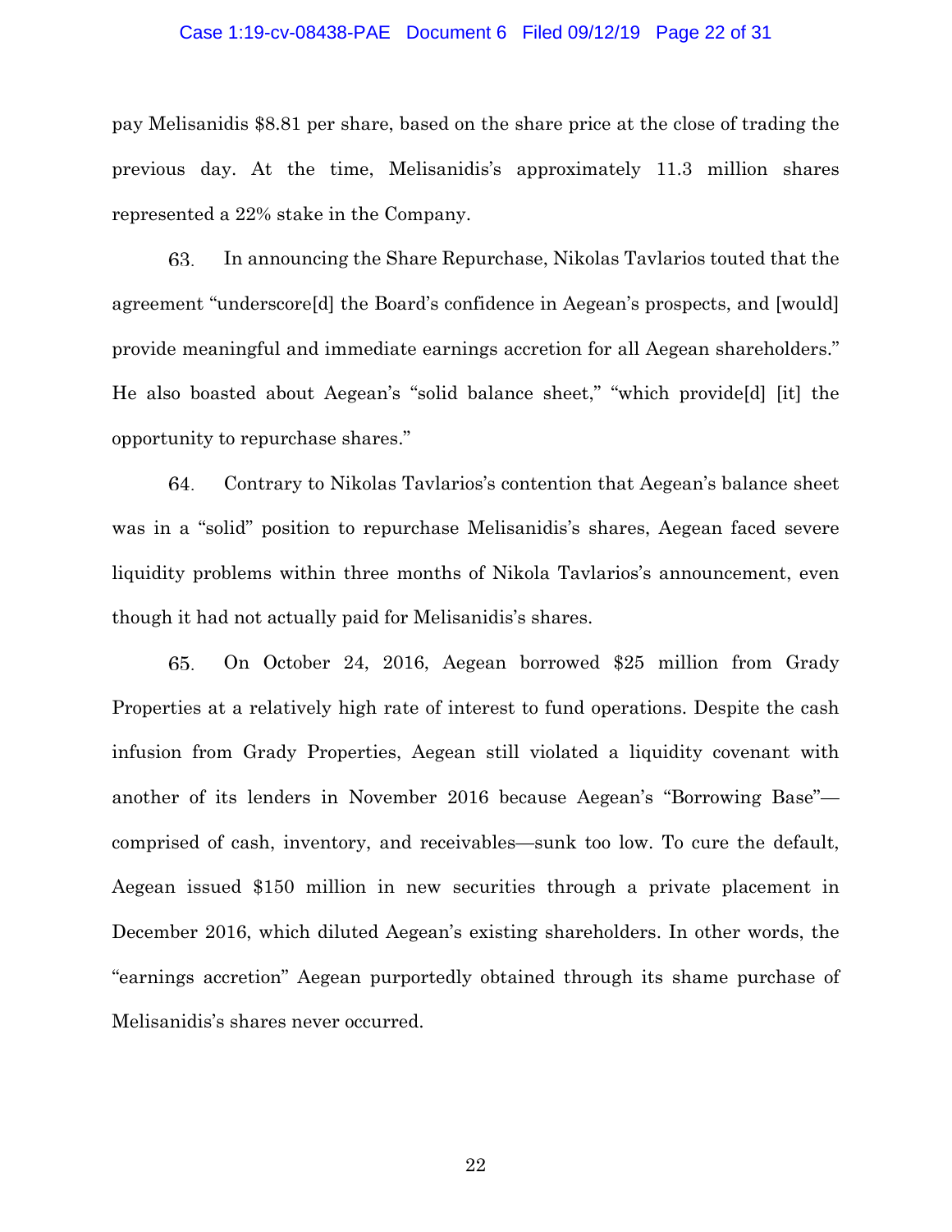pay Melisanidis $8.81 per share, based on the share price at the close of trading the previous day. At the time, Melisanidis's approximately 11.3 million shares represented a 22% stake in the Company.

63. In announcing the Share Repurchase, Nikolas Tavlarios touted that the agreement "underscore[d] the Board's confidence in Aegean's prospects, and [would] provide meaningful and immediate earnings accretion for all Aegean shareholders." He also boasted about Aegean's "solid balance sheet," "which provide[d] [it] the opportunity to repurchase shares."

64. Contrary to Nikolas Tavlarios's contention that Aegean's balance sheet was in a "solid" position to repurchase Melisanidis's shares, Aegean faced severe liquidity problems within three months of Nikola Tavlarios's announcement, even though it had not actually paid for Melisanidis's shares.

65. On October 24, 2016, Aegean borrowed $25 million from Grady Properties at a relatively high rate of interest to fund operations. Despite the cash infusion from Grady Properties, Aegean still violated a liquidity covenant with another of its lenders in November 2016 because Aegean's "Borrowing Base"—comprised of cash, inventory, and receivables—sunk too low. To cure the default, Aegean issued $150 million in new securities through a private placement in December 2016, which diluted Aegean's existing shareholders. In other words, the "earnings accretion" Aegean purportedly obtained through its shame purchase of Melisanidis's shares never occurred.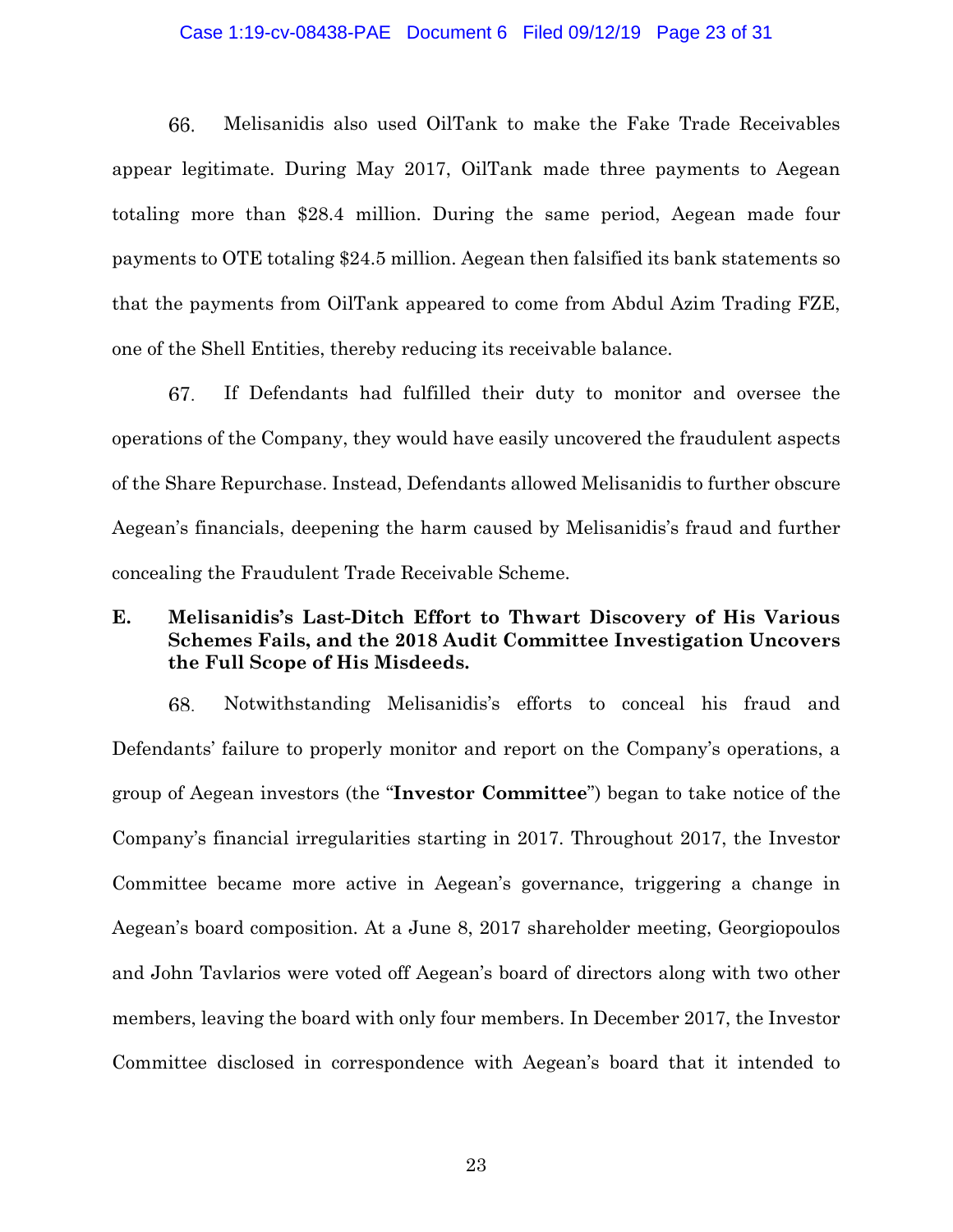66. Melisanidis also used OilTank to make the Fake Trade Receivables appear legitimate. During May 2017, OilTank made three payments to Aegean totaling more than $28.4 million. During the same period, Aegean made four payments to OTE totaling $24.5 million. Aegean then falsified its bank statements so that the payments from OilTank appeared to come from Abdul Azim Trading FZE, one of the Shell Entities, thereby reducing its receivable balance.

67. If Defendants had fulfilled their duty to monitor and oversee the operations of the Company, they would have easily uncovered the fraudulent aspects of the Share Repurchase. Instead, Defendants allowed Melisanidis to further obscure Aegean's financials, deepening the harm caused by Melisanidis's fraud and further concealing the Fraudulent Trade Receivable Scheme.

### E. Melisanidis's Last-Ditch Effort to Thwart Discovery of His Various Schemes Fails, and the 2018 Audit Committee Investigation Uncovers the Full Scope of His Misdeeds.

68. Notwithstanding Melisanidis's efforts to conceal his fraud and Defendants' failure to properly monitor and report on the Company's operations, a group of Aegean investors (the "**Investor Committee**") began to take notice of the Company's financial irregularities starting in 2017. Throughout 2017, the Investor Committee became more active in Aegean's governance, triggering a change in Aegean's board composition. At a June 8, 2017 shareholder meeting, Georgiopoulos and John Tavlarios were voted off Aegean's board of directors along with two other members, leaving the board with only four members. In December 2017, the Investor Committee disclosed in correspondence with Aegean's board that it intended to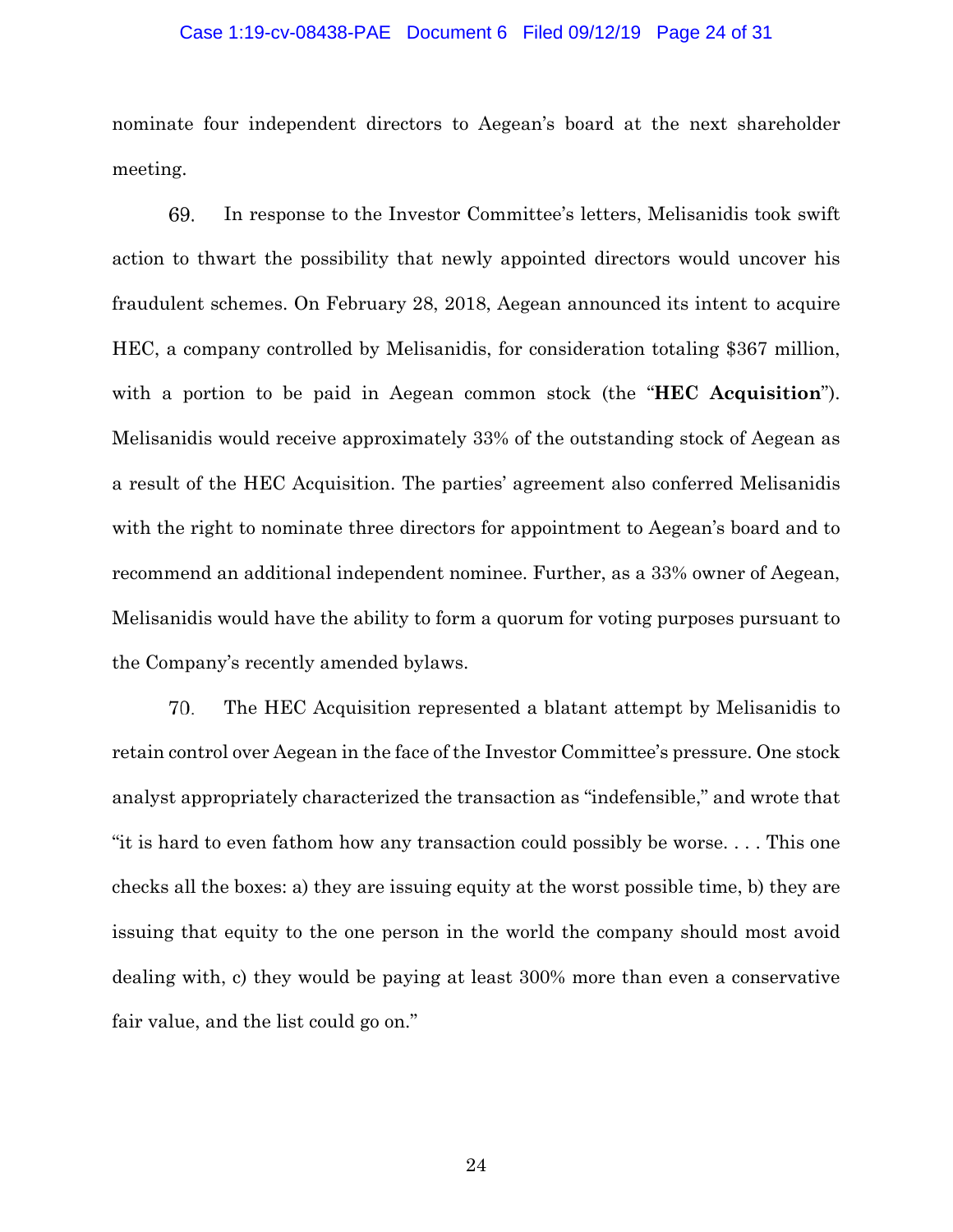nominate four independent directors to Aegean's board at the next shareholder meeting.

69. In response to the Investor Committee's letters, Melisanidis took swift action to thwart the possibility that newly appointed directors would uncover his fraudulent schemes. On February 28, 2018, Aegean announced its intent to acquire HEC, a company controlled by Melisanidis, for consideration totaling $367 million, with a portion to be paid in Aegean common stock (the "**HEC Acquisition**"). Melisanidis would receive approximately 33% of the outstanding stock of Aegean as a result of the HEC Acquisition. The parties' agreement also conferred Melisanidis with the right to nominate three directors for appointment to Aegean's board and to recommend an additional independent nominee. Further, as a 33% owner of Aegean, Melisanidis would have the ability to form a quorum for voting purposes pursuant to the Company's recently amended bylaws.

70. The HEC Acquisition represented a blatant attempt by Melisanidis to retain control over Aegean in the face of the Investor Committee's pressure. One stock analyst appropriately characterized the transaction as "indefensible," and wrote that "it is hard to even fathom how any transaction could possibly be worse. . . . This one checks all the boxes: a) they are issuing equity at the worst possible time, b) they are issuing that equity to the one person in the world the company should most avoid dealing with, c) they would be paying at least 300% more than even a conservative fair value, and the list could go on."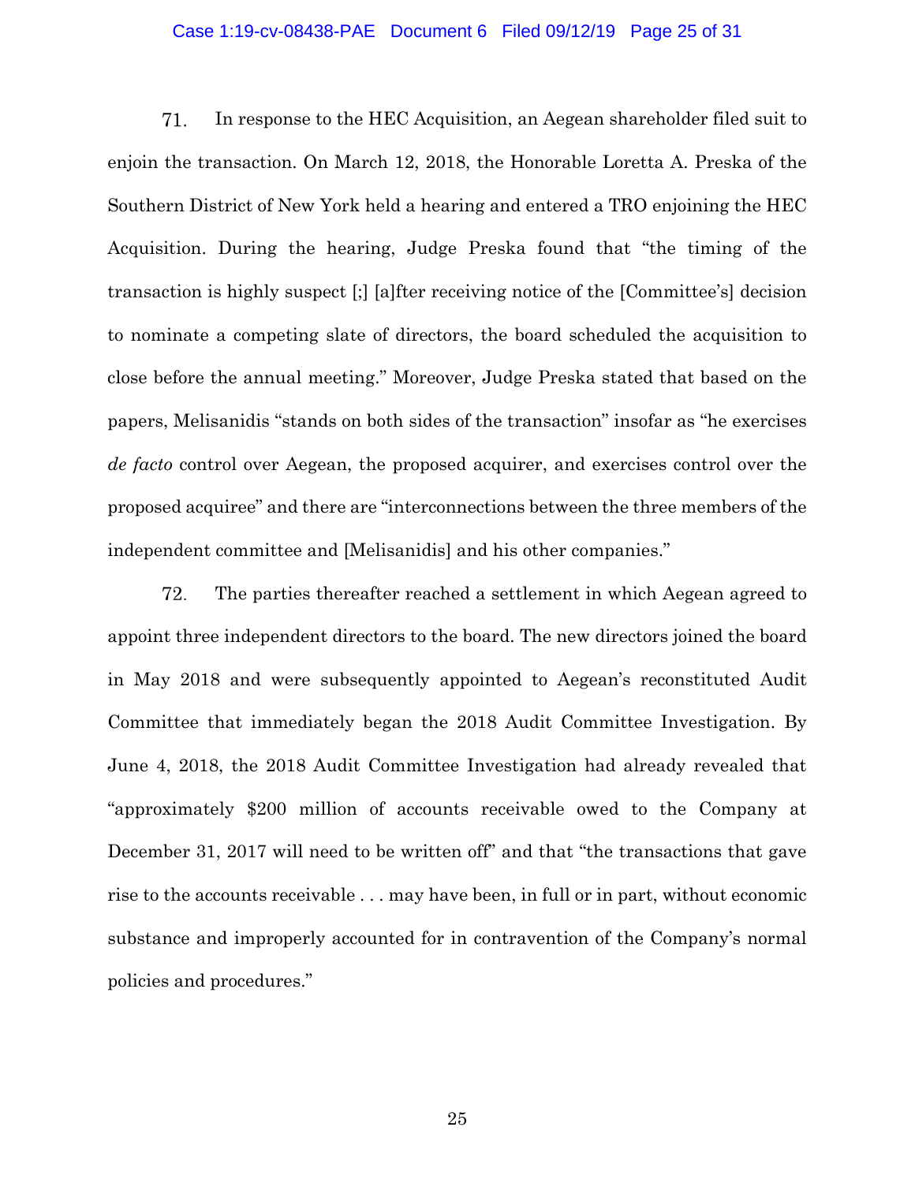71. In response to the HEC Acquisition, an Aegean shareholder filed suit to enjoin the transaction. On March 12, 2018, the Honorable Loretta A. Preska of the Southern District of New York held a hearing and entered a TRO enjoining the HEC Acquisition. During the hearing, Judge Preska found that "the timing of the transaction is highly suspect [;] [a]fter receiving notice of the [Committee's] decision to nominate a competing slate of directors, the board scheduled the acquisition to close before the annual meeting." Moreover, Judge Preska stated that based on the papers, Melisanidis "stands on both sides of the transaction" insofar as "he exercises *de facto* control over Aegean, the proposed acquirer, and exercises control over the proposed acquiree" and there are "interconnections between the three members of the independent committee and [Melisanidis] and his other companies."

72. The parties thereafter reached a settlement in which Aegean agreed to appoint three independent directors to the board. The new directors joined the board in May 2018 and were subsequently appointed to Aegean's reconstituted Audit Committee that immediately began the 2018 Audit Committee Investigation. By June 4, 2018, the 2018 Audit Committee Investigation had already revealed that "approximately $200 million of accounts receivable owed to the Company at December 31, 2017 will need to be written off" and that "the transactions that gave rise to the accounts receivable . . . may have been, in full or in part, without economic substance and improperly accounted for in contravention of the Company's normal policies and procedures."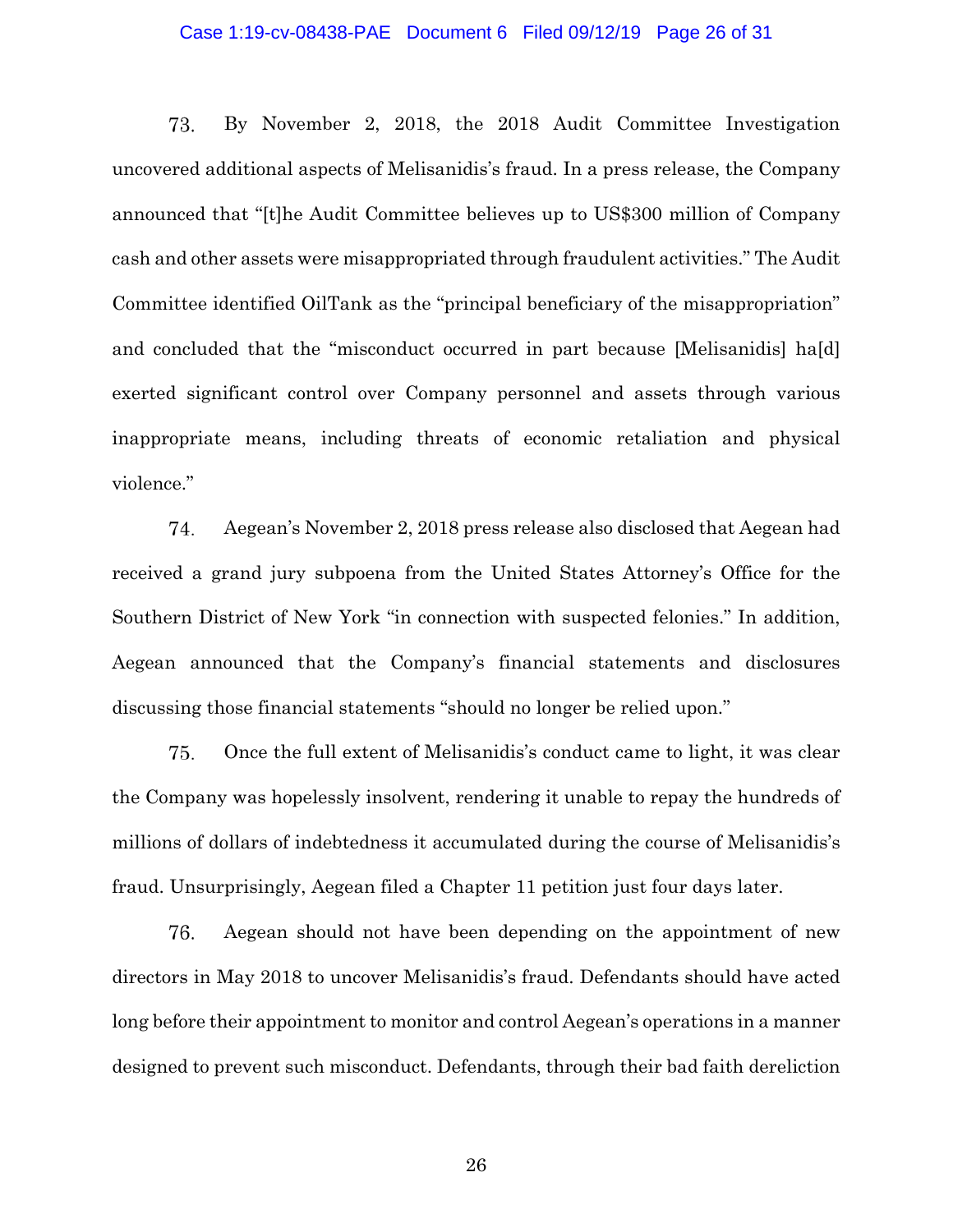73. By November 2, 2018, the 2018 Audit Committee Investigation uncovered additional aspects of Melisanidis's fraud. In a press release, the Company announced that "[t]he Audit Committee believes up to US$300 million of Company cash and other assets were misappropriated through fraudulent activities." The Audit Committee identified OilTank as the "principal beneficiary of the misappropriation" and concluded that the "misconduct occurred in part because [Melisanidis] ha[d] exerted significant control over Company personnel and assets through various inappropriate means, including threats of economic retaliation and physical violence."

74. Aegean's November 2, 2018 press release also disclosed that Aegean had received a grand jury subpoena from the United States Attorney's Office for the Southern District of New York "in connection with suspected felonies." In addition, Aegean announced that the Company's financial statements and disclosures discussing those financial statements "should no longer be relied upon."

75. Once the full extent of Melisanidis's conduct came to light, it was clear the Company was hopelessly insolvent, rendering it unable to repay the hundreds of millions of dollars of indebtedness it accumulated during the course of Melisanidis's fraud. Unsurprisingly, Aegean filed a Chapter 11 petition just four days later.

76. Aegean should not have been depending on the appointment of new directors in May 2018 to uncover Melisanidis's fraud. Defendants should have acted long before their appointment to monitor and control Aegean's operations in a manner designed to prevent such misconduct. Defendants, through their bad faith dereliction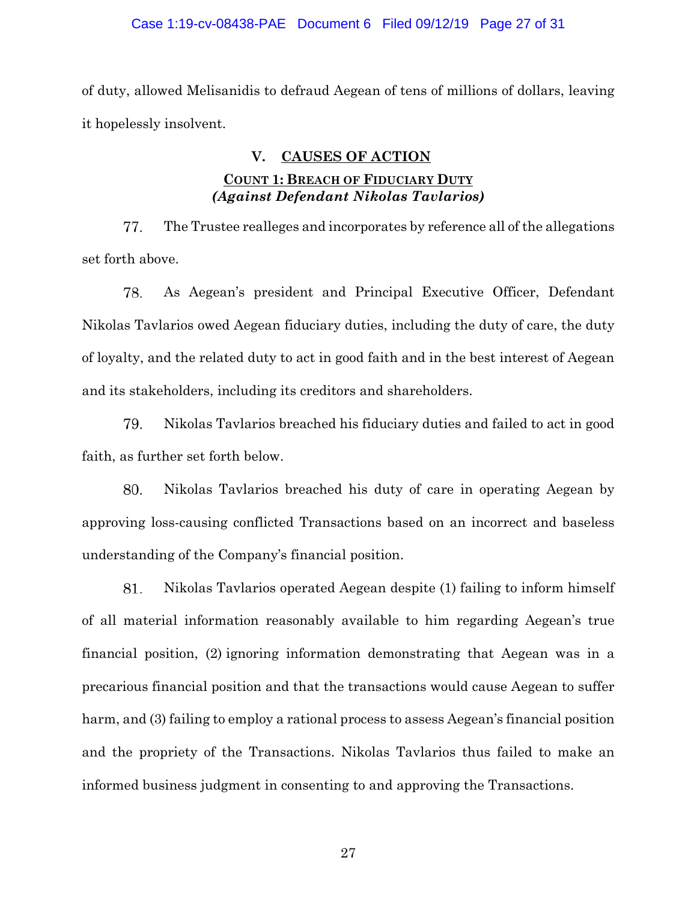of duty, allowed Melisanidis to defraud Aegean of tens of millions of dollars, leaving it hopelessly insolvent.

## V. CAUSES OF ACTION

### COUNT 1: BREACH OF FIDUCIARY DUTY
### *(Against Defendant Nikolas Tavlarios)*

77. The Trustee realleges and incorporates by reference all of the allegations set forth above.

78. As Aegean's president and Principal Executive Officer, Defendant Nikolas Tavlarios owed Aegean fiduciary duties, including the duty of care, the duty of loyalty, and the related duty to act in good faith and in the best interest of Aegean and its stakeholders, including its creditors and shareholders.

79. Nikolas Tavlarios breached his fiduciary duties and failed to act in good faith, as further set forth below.

80. Nikolas Tavlarios breached his duty of care in operating Aegean by approving loss-causing conflicted Transactions based on an incorrect and baseless understanding of the Company's financial position.

81. Nikolas Tavlarios operated Aegean despite (1) failing to inform himself of all material information reasonably available to him regarding Aegean's true financial position, (2) ignoring information demonstrating that Aegean was in a precarious financial position and that the transactions would cause Aegean to suffer harm, and (3) failing to employ a rational process to assess Aegean's financial position and the propriety of the Transactions. Nikolas Tavlarios thus failed to make an informed business judgment in consenting to and approving the Transactions.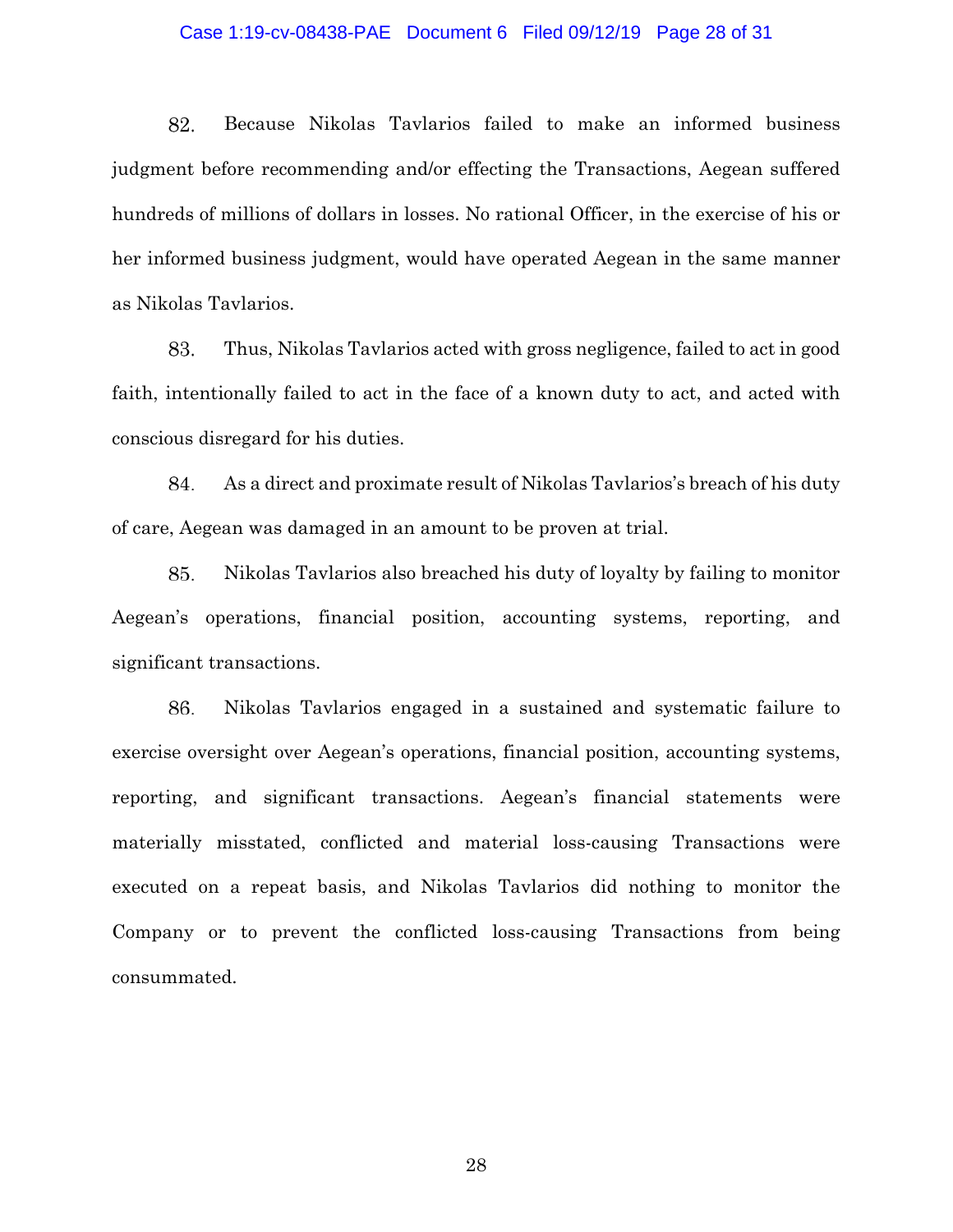82. Because Nikolas Tavlarios failed to make an informed business judgment before recommending and/or effecting the Transactions, Aegean suffered hundreds of millions of dollars in losses. No rational Officer, in the exercise of his or her informed business judgment, would have operated Aegean in the same manner as Nikolas Tavlarios.

83. Thus, Nikolas Tavlarios acted with gross negligence, failed to act in good faith, intentionally failed to act in the face of a known duty to act, and acted with conscious disregard for his duties.

84. As a direct and proximate result of Nikolas Tavlarios's breach of his duty of care, Aegean was damaged in an amount to be proven at trial.

85. Nikolas Tavlarios also breached his duty of loyalty by failing to monitor Aegean's operations, financial position, accounting systems, reporting, and significant transactions.

86. Nikolas Tavlarios engaged in a sustained and systematic failure to exercise oversight over Aegean's operations, financial position, accounting systems, reporting, and significant transactions. Aegean's financial statements were materially misstated, conflicted and material loss-causing Transactions were executed on a repeat basis, and Nikolas Tavlarios did nothing to monitor the Company or to prevent the conflicted loss-causing Transactions from being consummated.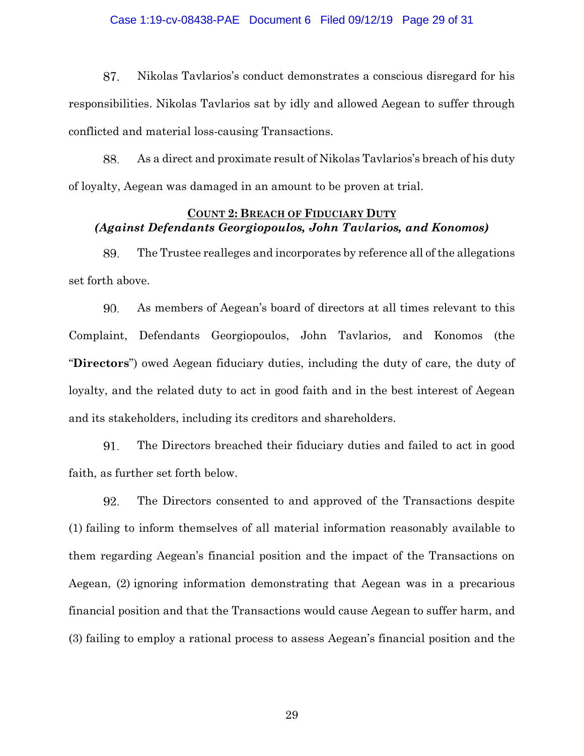87. Nikolas Tavlarios's conduct demonstrates a conscious disregard for his responsibilities. Nikolas Tavlarios sat by idly and allowed Aegean to suffer through conflicted and material loss-causing Transactions.

88. As a direct and proximate result of Nikolas Tavlarios's breach of his duty of loyalty, Aegean was damaged in an amount to be proven at trial.

**COUNT 2: BREACH OF FIDUCIARY DUTY**
***(Against Defendants Georgiopoulos, John Tavlarios, and Konomos)***

89. The Trustee realleges and incorporates by reference all of the allegations set forth above.

90. As members of Aegean's board of directors at all times relevant to this Complaint, Defendants Georgiopoulos, John Tavlarios, and Konomos (the "**Directors**") owed Aegean fiduciary duties, including the duty of care, the duty of loyalty, and the related duty to act in good faith and in the best interest of Aegean and its stakeholders, including its creditors and shareholders.

91. The Directors breached their fiduciary duties and failed to act in good faith, as further set forth below.

92. The Directors consented to and approved of the Transactions despite (1) failing to inform themselves of all material information reasonably available to them regarding Aegean's financial position and the impact of the Transactions on Aegean, (2) ignoring information demonstrating that Aegean was in a precarious financial position and that the Transactions would cause Aegean to suffer harm, and (3) failing to employ a rational process to assess Aegean's financial position and the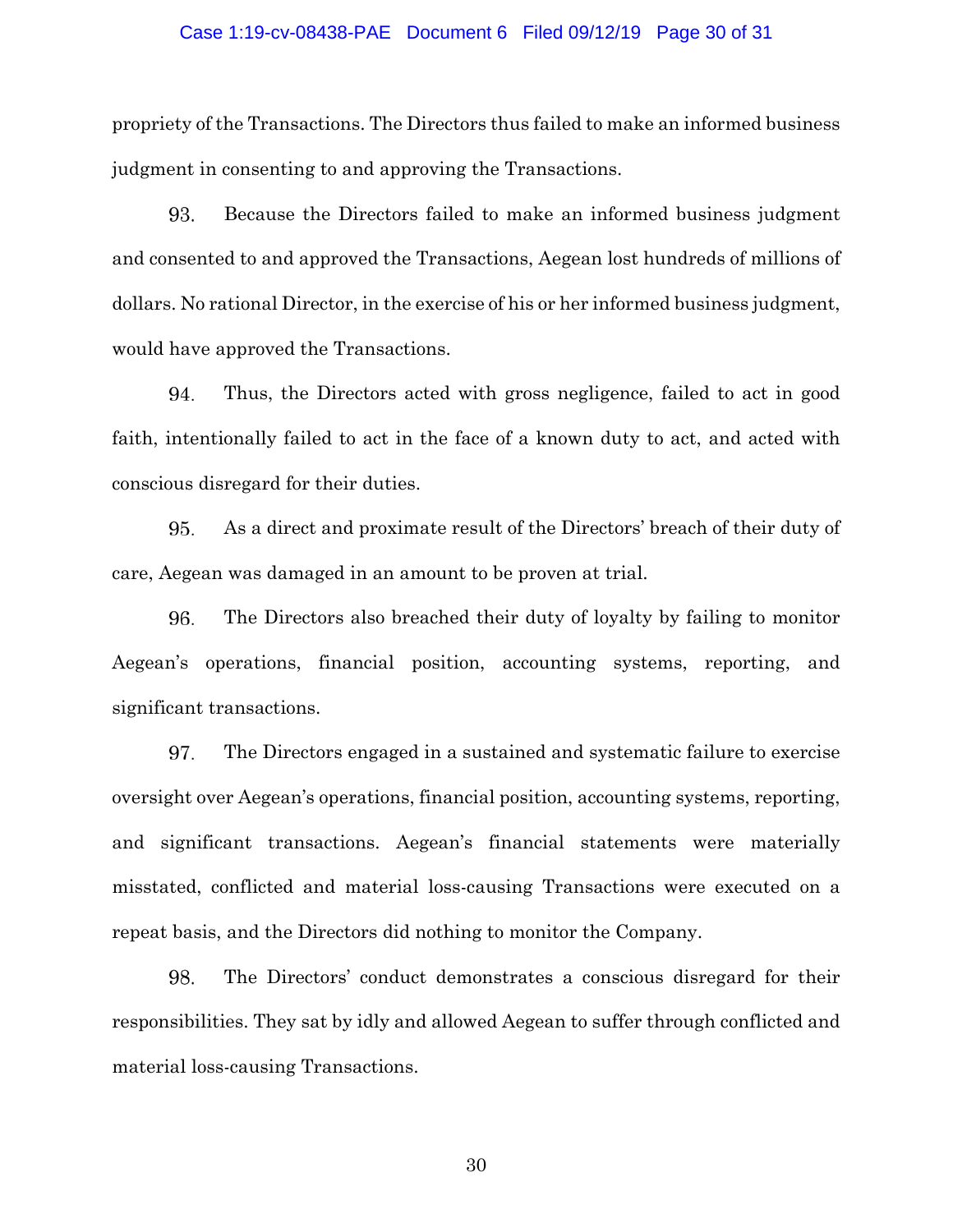propriety of the Transactions. The Directors thus failed to make an informed business judgment in consenting to and approving the Transactions.

93. Because the Directors failed to make an informed business judgment and consented to and approved the Transactions, Aegean lost hundreds of millions of dollars. No rational Director, in the exercise of his or her informed business judgment, would have approved the Transactions.

94. Thus, the Directors acted with gross negligence, failed to act in good faith, intentionally failed to act in the face of a known duty to act, and acted with conscious disregard for their duties.

95. As a direct and proximate result of the Directors' breach of their duty of care, Aegean was damaged in an amount to be proven at trial.

96. The Directors also breached their duty of loyalty by failing to monitor Aegean's operations, financial position, accounting systems, reporting, and significant transactions.

97. The Directors engaged in a sustained and systematic failure to exercise oversight over Aegean's operations, financial position, accounting systems, reporting, and significant transactions. Aegean's financial statements were materially misstated, conflicted and material loss-causing Transactions were executed on a repeat basis, and the Directors did nothing to monitor the Company.

98. The Directors' conduct demonstrates a conscious disregard for their responsibilities. They sat by idly and allowed Aegean to suffer through conflicted and material loss-causing Transactions.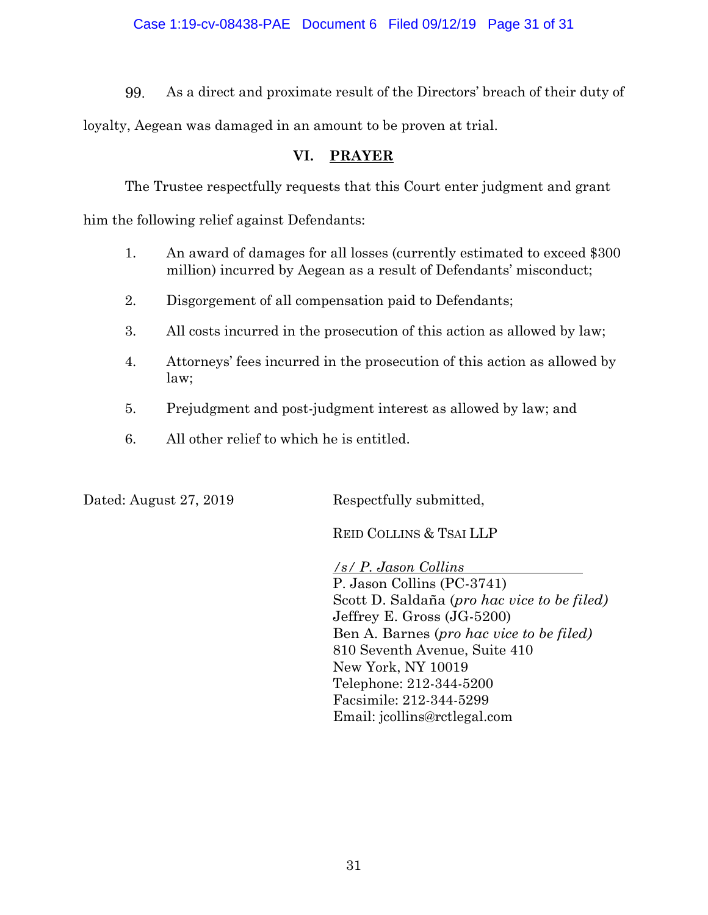99. As a direct and proximate result of the Directors' breach of their duty of loyalty, Aegean was damaged in an amount to be proven at trial.

## VI. PRAYER

The Trustee respectfully requests that this Court enter judgment and grant him the following relief against Defendants:

1. An award of damages for all losses (currently estimated to exceed $300 million) incurred by Aegean as a result of Defendants' misconduct;
2. Disgorgement of all compensation paid to Defendants;
3. All costs incurred in the prosecution of this action as allowed by law;
4. Attorneys' fees incurred in the prosecution of this action as allowed by law;
5. Prejudgment and post-judgment interest as allowed by law; and
6. All other relief to which he is entitled.

Dated: August 27, 2019

Respectfully submitted,

REID COLLINS & TSAI LLP

*/s/ P. Jason Collins*
P. Jason Collins (PC-3741)
Scott D. Saldaña (*pro hac vice to be filed)*
Jeffrey E. Gross (JG-5200)
Ben A. Barnes (*pro hac vice to be filed)*
810 Seventh Avenue, Suite 410
New York, NY 10019
Telephone: 212-344-5200
Facsimile: 212-344-5299
Email: jcollins@rctlegal.com